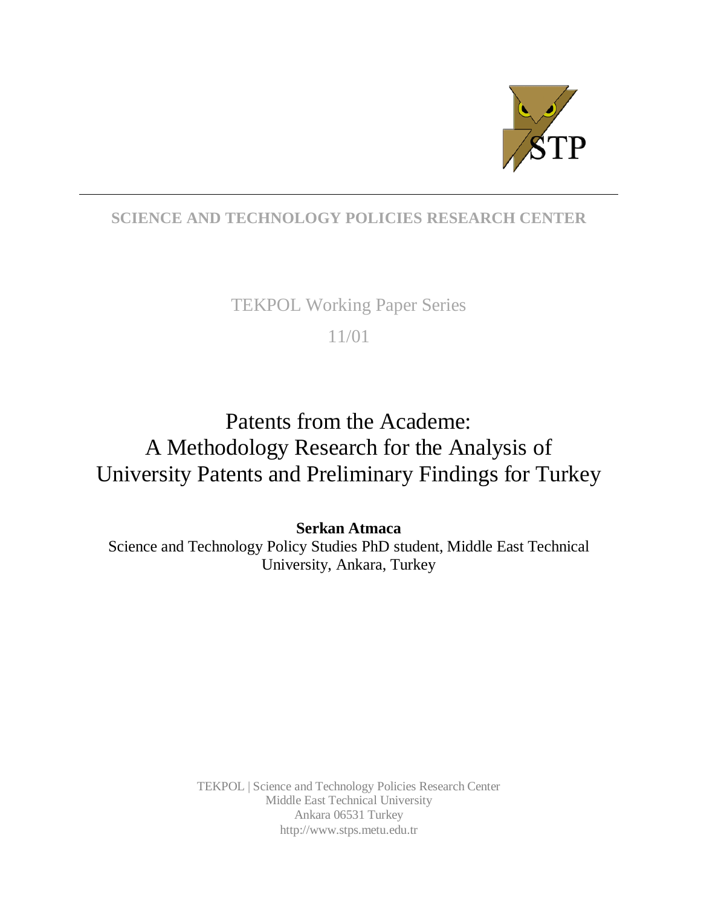STP

SCIENCE AND TECHNOLOGY POLICIES RESEARCH CENTER

TEKPOL Working Paper Series

11/01

# Patents from the Academe: A Methodology Research for the Analysis of University Patents and Preliminary Findings for Turkey

**Serkan Atmaca**

Science and Technology Policy Studies PhD student, Middle East Technical University, Ankara, Turkey

TEKPOL | Science and Technology Policies Research Center
Middle East Technical University
Ankara 06531 Turkey
http://www.stps.metu.edu.tr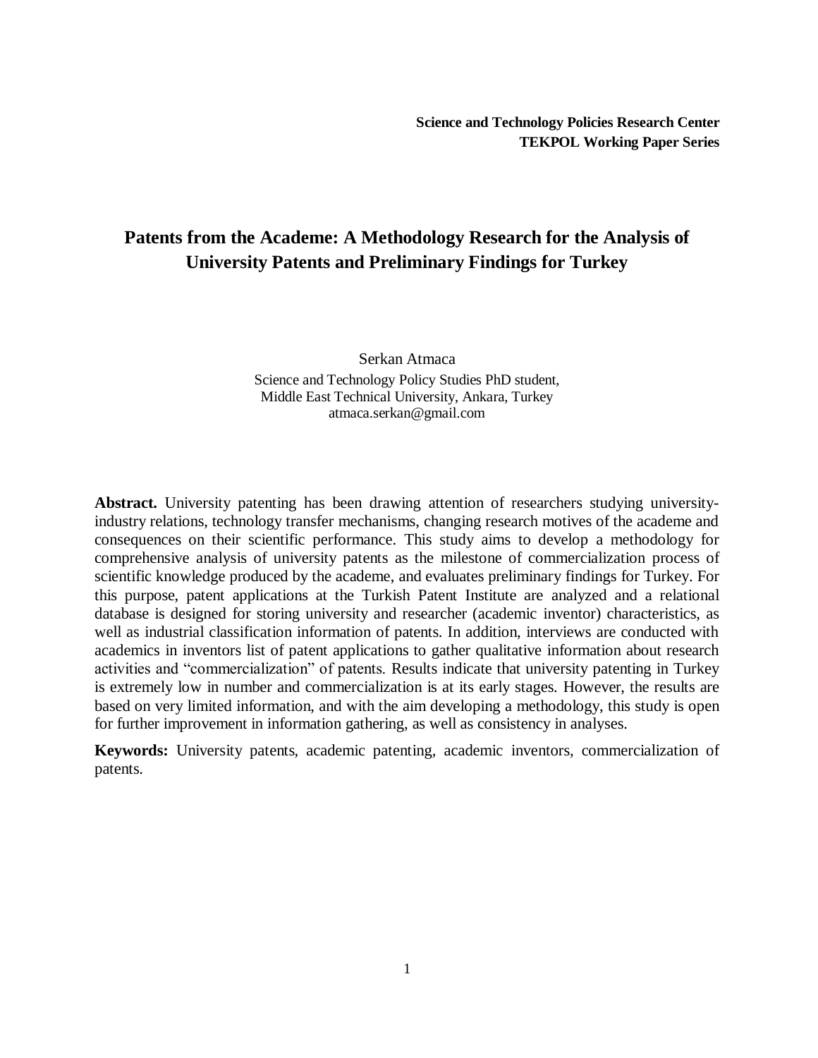**Science and Technology Policies Research Center**
**TEKPOL Working Paper Series**

# Patents from the Academe: A Methodology Research for the Analysis of University Patents and Preliminary Findings for Turkey

Serkan Atmaca

Science and Technology Policy Studies PhD student,
Middle East Technical University, Ankara, Turkey
atmaca.serkan@gmail.com

**Abstract.** University patenting has been drawing attention of researchers studying university-industry relations, technology transfer mechanisms, changing research motives of the academe and consequences on their scientific performance. This study aims to develop a methodology for comprehensive analysis of university patents as the milestone of commercialization process of scientific knowledge produced by the academe, and evaluates preliminary findings for Turkey. For this purpose, patent applications at the Turkish Patent Institute are analyzed and a relational database is designed for storing university and researcher (academic inventor) characteristics, as well as industrial classification information of patents. In addition, interviews are conducted with academics in inventors list of patent applications to gather qualitative information about research activities and "commercialization" of patents. Results indicate that university patenting in Turkey is extremely low in number and commercialization is at its early stages. However, the results are based on very limited information, and with the aim developing a methodology, this study is open for further improvement in information gathering, as well as consistency in analyses.

**Keywords:** University patents, academic patenting, academic inventors, commercialization of patents.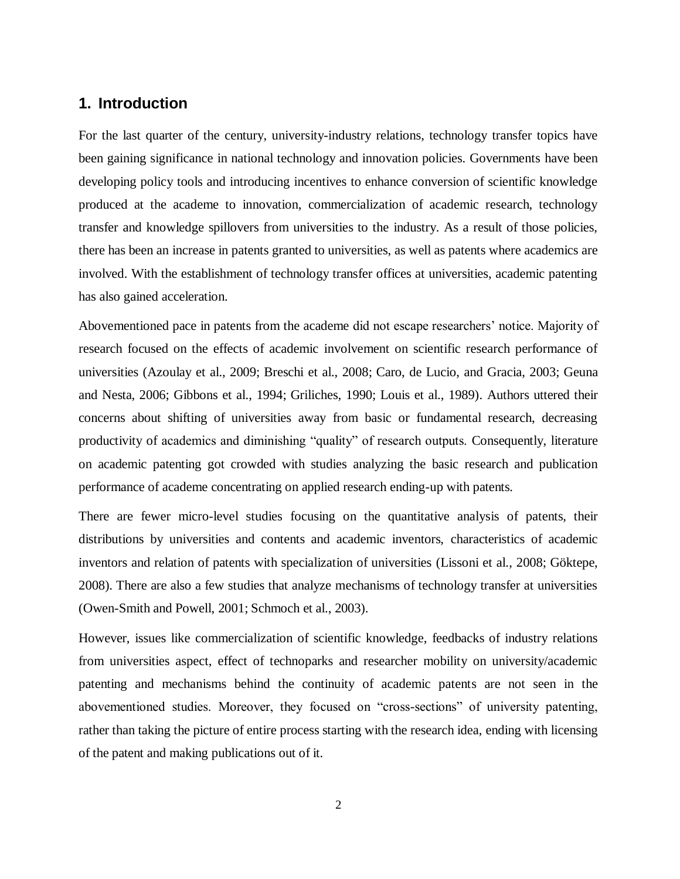## 1. Introduction

For the last quarter of the century, university-industry relations, technology transfer topics have been gaining significance in national technology and innovation policies. Governments have been developing policy tools and introducing incentives to enhance conversion of scientific knowledge produced at the academe to innovation, commercialization of academic research, technology transfer and knowledge spillovers from universities to the industry. As a result of those policies, there has been an increase in patents granted to universities, as well as patents where academics are involved. With the establishment of technology transfer offices at universities, academic patenting has also gained acceleration.

Abovementioned pace in patents from the academe did not escape researchers' notice. Majority of research focused on the effects of academic involvement on scientific research performance of universities (Azoulay et al., 2009; Breschi et al., 2008; Caro, de Lucio, and Gracia, 2003; Geuna and Nesta, 2006; Gibbons et al., 1994; Griliches, 1990; Louis et al., 1989). Authors uttered their concerns about shifting of universities away from basic or fundamental research, decreasing productivity of academics and diminishing "quality" of research outputs. Consequently, literature on academic patenting got crowded with studies analyzing the basic research and publication performance of academe concentrating on applied research ending-up with patents.

There are fewer micro-level studies focusing on the quantitative analysis of patents, their distributions by universities and contents and academic inventors, characteristics of academic inventors and relation of patents with specialization of universities (Lissoni et al., 2008; Göktepe, 2008). There are also a few studies that analyze mechanisms of technology transfer at universities (Owen-Smith and Powell, 2001; Schmoch et al., 2003).

However, issues like commercialization of scientific knowledge, feedbacks of industry relations from universities aspect, effect of technoparks and researcher mobility on university/academic patenting and mechanisms behind the continuity of academic patents are not seen in the abovementioned studies. Moreover, they focused on "cross-sections" of university patenting, rather than taking the picture of entire process starting with the research idea, ending with licensing of the patent and making publications out of it.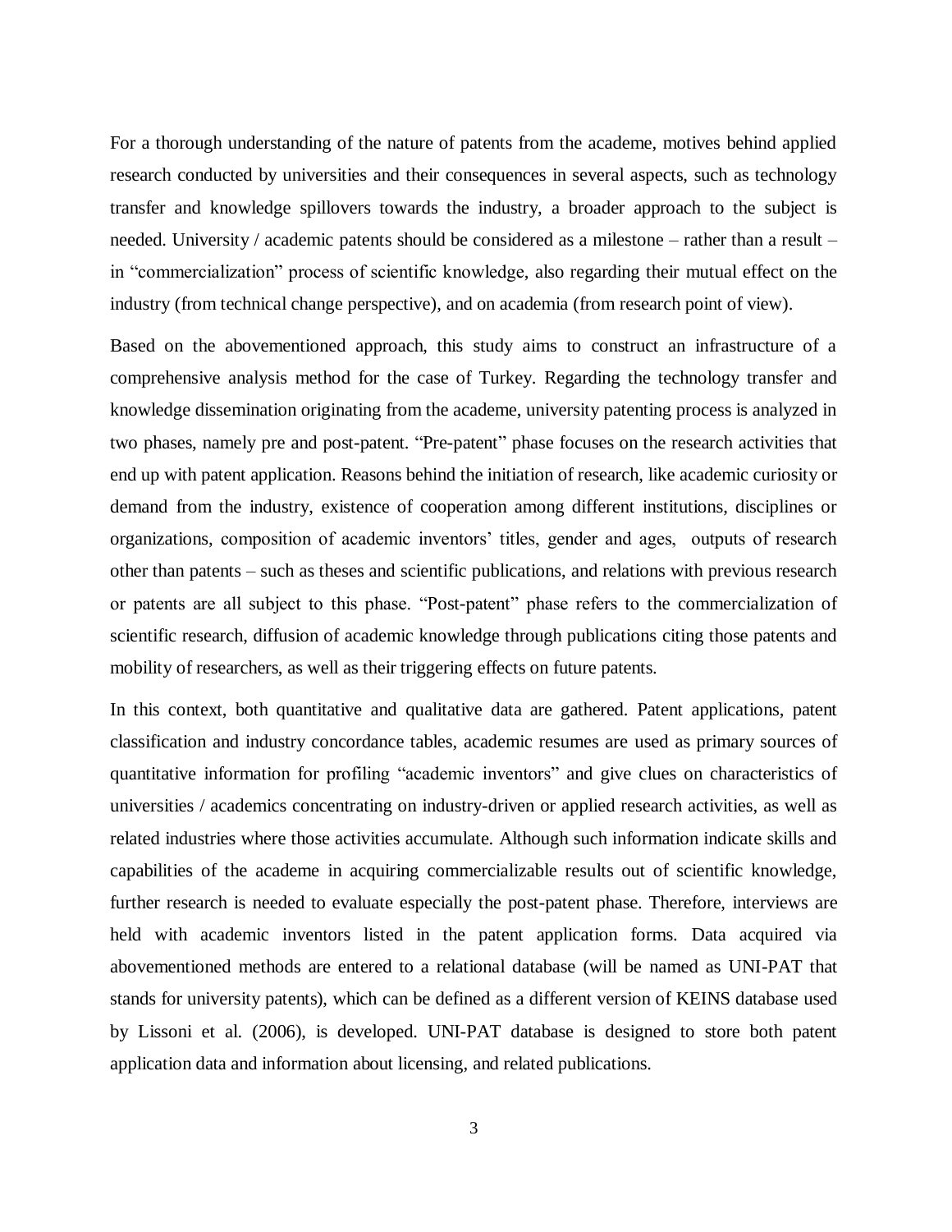For a thorough understanding of the nature of patents from the academe, motives behind applied research conducted by universities and their consequences in several aspects, such as technology transfer and knowledge spillovers towards the industry, a broader approach to the subject is needed. University / academic patents should be considered as a milestone – rather than a result – in "commercialization" process of scientific knowledge, also regarding their mutual effect on the industry (from technical change perspective), and on academia (from research point of view).

Based on the abovementioned approach, this study aims to construct an infrastructure of a comprehensive analysis method for the case of Turkey. Regarding the technology transfer and knowledge dissemination originating from the academe, university patenting process is analyzed in two phases, namely pre and post-patent. "Pre-patent" phase focuses on the research activities that end up with patent application. Reasons behind the initiation of research, like academic curiosity or demand from the industry, existence of cooperation among different institutions, disciplines or organizations, composition of academic inventors' titles, gender and ages, outputs of research other than patents – such as theses and scientific publications, and relations with previous research or patents are all subject to this phase. "Post-patent" phase refers to the commercialization of scientific research, diffusion of academic knowledge through publications citing those patents and mobility of researchers, as well as their triggering effects on future patents.

In this context, both quantitative and qualitative data are gathered. Patent applications, patent classification and industry concordance tables, academic resumes are used as primary sources of quantitative information for profiling "academic inventors" and give clues on characteristics of universities / academics concentrating on industry-driven or applied research activities, as well as related industries where those activities accumulate. Although such information indicate skills and capabilities of the academe in acquiring commercializable results out of scientific knowledge, further research is needed to evaluate especially the post-patent phase. Therefore, interviews are held with academic inventors listed in the patent application forms. Data acquired via abovementioned methods are entered to a relational database (will be named as UNI-PAT that stands for university patents), which can be defined as a different version of KEINS database used by Lissoni et al. (2006), is developed. UNI-PAT database is designed to store both patent application data and information about licensing, and related publications.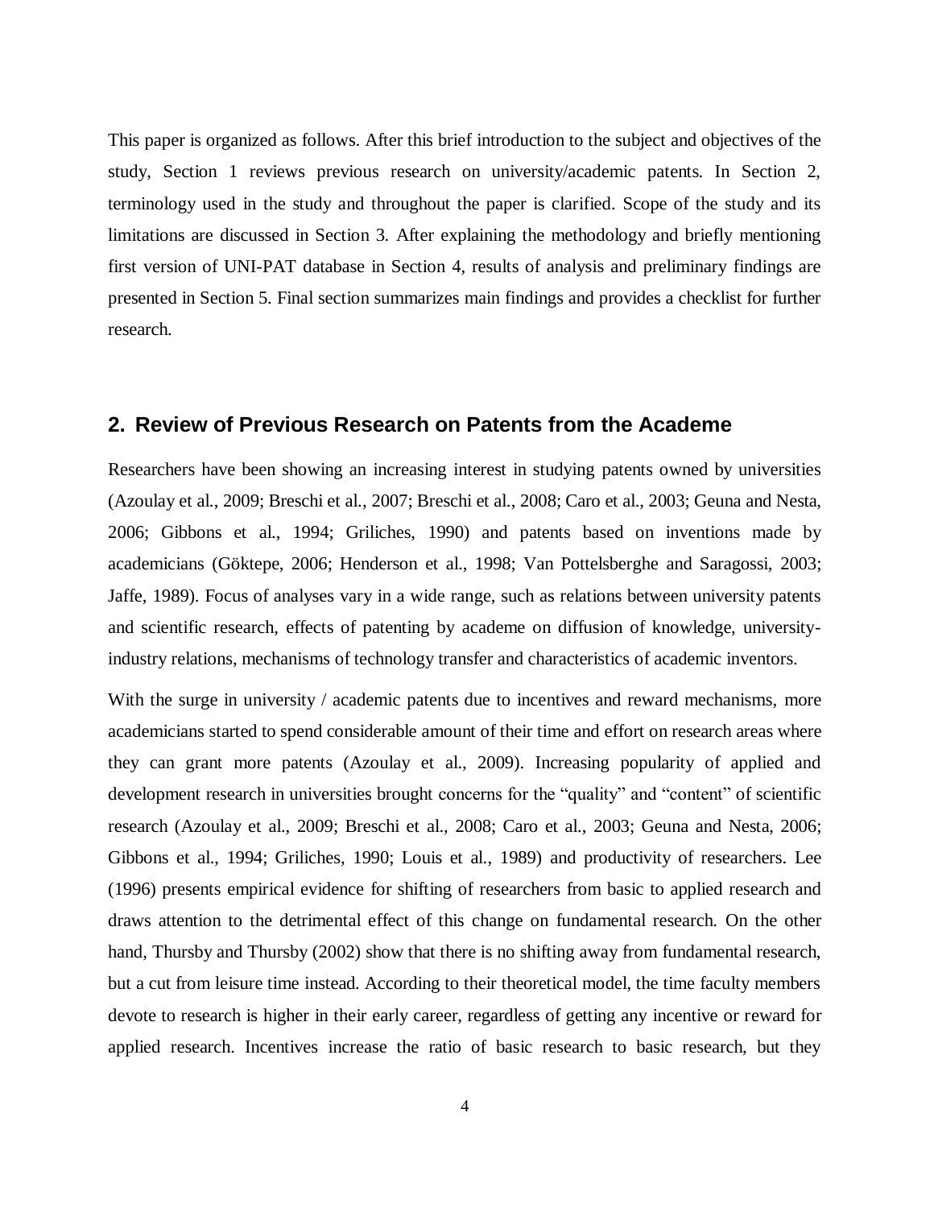This paper is organized as follows. After this brief introduction to the subject and objectives of the study, Section 1 reviews previous research on university/academic patents. In Section 2, terminology used in the study and throughout the paper is clarified. Scope of the study and its limitations are discussed in Section 3. After explaining the methodology and briefly mentioning first version of UNI-PAT database in Section 4, results of analysis and preliminary findings are presented in Section 5. Final section summarizes main findings and provides a checklist for further research.

## 2. Review of Previous Research on Patents from the Academe

Researchers have been showing an increasing interest in studying patents owned by universities (Azoulay et al., 2009; Breschi et al., 2007; Breschi et al., 2008; Caro et al., 2003; Geuna and Nesta, 2006; Gibbons et al., 1994; Griliches, 1990) and patents based on inventions made by academicians (Göktepe, 2006; Henderson et al., 1998; Van Pottelsberghe and Saragossi, 2003; Jaffe, 1989). Focus of analyses vary in a wide range, such as relations between university patents and scientific research, effects of patenting by academe on diffusion of knowledge, university-industry relations, mechanisms of technology transfer and characteristics of academic inventors.

With the surge in university / academic patents due to incentives and reward mechanisms, more academicians started to spend considerable amount of their time and effort on research areas where they can grant more patents (Azoulay et al., 2009). Increasing popularity of applied and development research in universities brought concerns for the "quality" and "content" of scientific research (Azoulay et al., 2009; Breschi et al., 2008; Caro et al., 2003; Geuna and Nesta, 2006; Gibbons et al., 1994; Griliches, 1990; Louis et al., 1989) and productivity of researchers. Lee (1996) presents empirical evidence for shifting of researchers from basic to applied research and draws attention to the detrimental effect of this change on fundamental research. On the other hand, Thursby and Thursby (2002) show that there is no shifting away from fundamental research, but a cut from leisure time instead. According to their theoretical model, the time faculty members devote to research is higher in their early career, regardless of getting any incentive or reward for applied research. Incentives increase the ratio of basic research to basic research, but they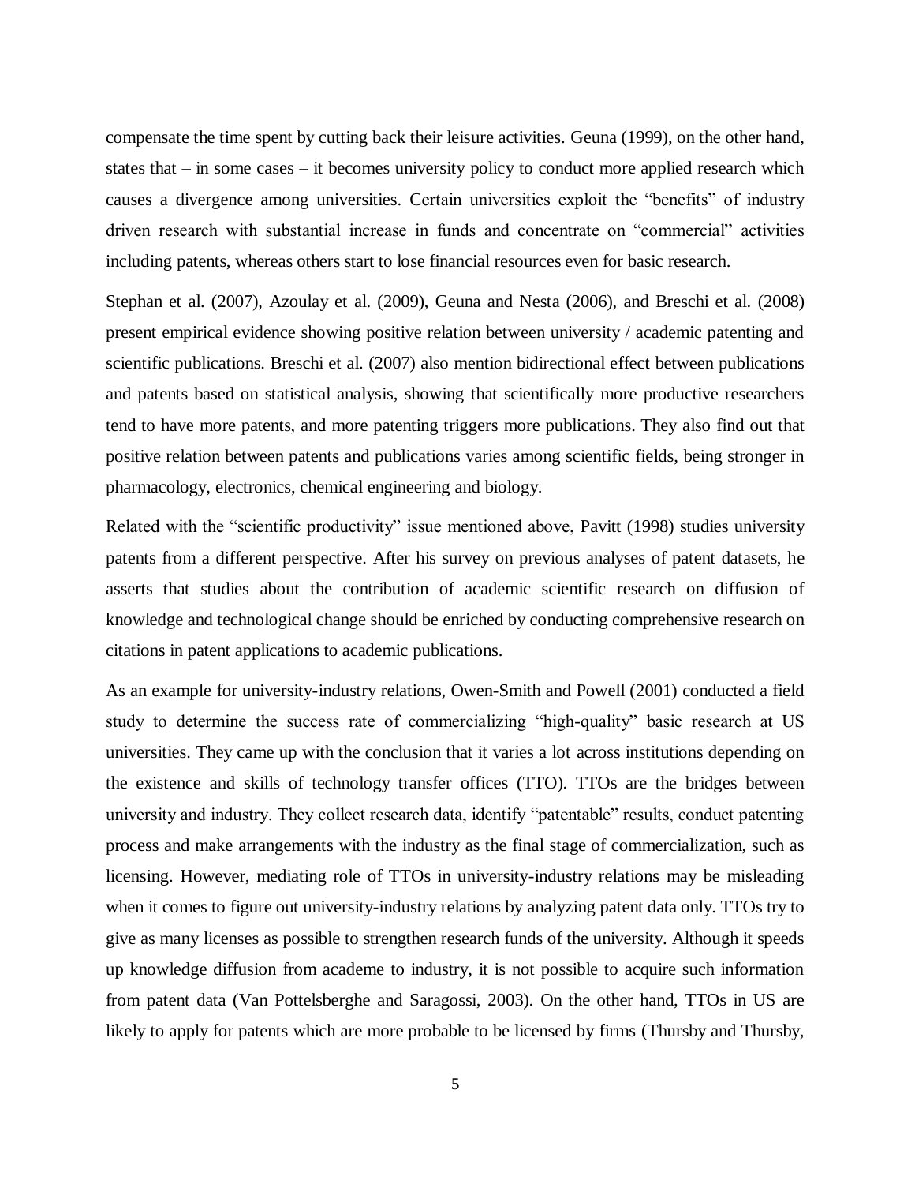compensate the time spent by cutting back their leisure activities. Geuna (1999), on the other hand, states that – in some cases – it becomes university policy to conduct more applied research which causes a divergence among universities. Certain universities exploit the "benefits" of industry driven research with substantial increase in funds and concentrate on "commercial" activities including patents, whereas others start to lose financial resources even for basic research.

Stephan et al. (2007), Azoulay et al. (2009), Geuna and Nesta (2006), and Breschi et al. (2008) present empirical evidence showing positive relation between university / academic patenting and scientific publications. Breschi et al. (2007) also mention bidirectional effect between publications and patents based on statistical analysis, showing that scientifically more productive researchers tend to have more patents, and more patenting triggers more publications. They also find out that positive relation between patents and publications varies among scientific fields, being stronger in pharmacology, electronics, chemical engineering and biology.

Related with the "scientific productivity" issue mentioned above, Pavitt (1998) studies university patents from a different perspective. After his survey on previous analyses of patent datasets, he asserts that studies about the contribution of academic scientific research on diffusion of knowledge and technological change should be enriched by conducting comprehensive research on citations in patent applications to academic publications.

As an example for university-industry relations, Owen-Smith and Powell (2001) conducted a field study to determine the success rate of commercializing "high-quality" basic research at US universities. They came up with the conclusion that it varies a lot across institutions depending on the existence and skills of technology transfer offices (TTO). TTOs are the bridges between university and industry. They collect research data, identify "patentable" results, conduct patenting process and make arrangements with the industry as the final stage of commercialization, such as licensing. However, mediating role of TTOs in university-industry relations may be misleading when it comes to figure out university-industry relations by analyzing patent data only. TTOs try to give as many licenses as possible to strengthen research funds of the university. Although it speeds up knowledge diffusion from academe to industry, it is not possible to acquire such information from patent data (Van Pottelsberghe and Saragossi, 2003). On the other hand, TTOs in US are likely to apply for patents which are more probable to be licensed by firms (Thursby and Thursby,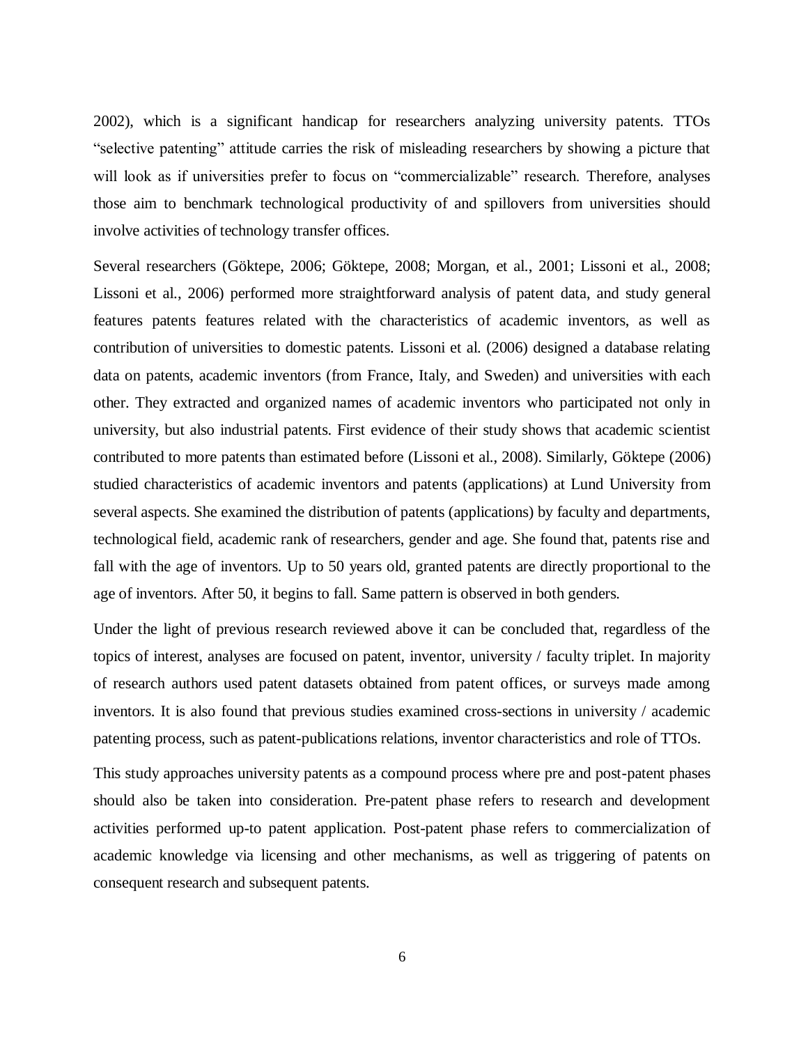2002), which is a significant handicap for researchers analyzing university patents. TTOs "selective patenting" attitude carries the risk of misleading researchers by showing a picture that will look as if universities prefer to focus on "commercializable" research. Therefore, analyses those aim to benchmark technological productivity of and spillovers from universities should involve activities of technology transfer offices.

Several researchers (Göktepe, 2006; Göktepe, 2008; Morgan, et al., 2001; Lissoni et al., 2008; Lissoni et al., 2006) performed more straightforward analysis of patent data, and study general features patents features related with the characteristics of academic inventors, as well as contribution of universities to domestic patents. Lissoni et al. (2006) designed a database relating data on patents, academic inventors (from France, Italy, and Sweden) and universities with each other. They extracted and organized names of academic inventors who participated not only in university, but also industrial patents. First evidence of their study shows that academic scientist contributed to more patents than estimated before (Lissoni et al., 2008). Similarly, Göktepe (2006) studied characteristics of academic inventors and patents (applications) at Lund University from several aspects. She examined the distribution of patents (applications) by faculty and departments, technological field, academic rank of researchers, gender and age. She found that, patents rise and fall with the age of inventors. Up to 50 years old, granted patents are directly proportional to the age of inventors. After 50, it begins to fall. Same pattern is observed in both genders.

Under the light of previous research reviewed above it can be concluded that, regardless of the topics of interest, analyses are focused on patent, inventor, university / faculty triplet. In majority of research authors used patent datasets obtained from patent offices, or surveys made among inventors. It is also found that previous studies examined cross-sections in university / academic patenting process, such as patent-publications relations, inventor characteristics and role of TTOs.

This study approaches university patents as a compound process where pre and post-patent phases should also be taken into consideration. Pre-patent phase refers to research and development activities performed up-to patent application. Post-patent phase refers to commercialization of academic knowledge via licensing and other mechanisms, as well as triggering of patents on consequent research and subsequent patents.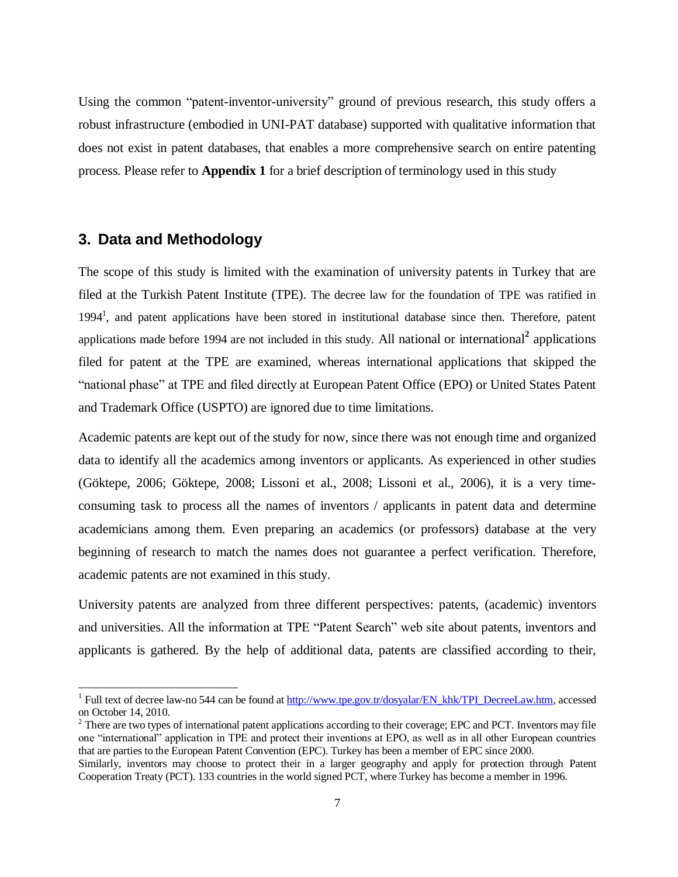Using the common "patent-inventor-university" ground of previous research, this study offers a robust infrastructure (embodied in UNI-PAT database) supported with qualitative information that does not exist in patent databases, that enables a more comprehensive search on entire patenting process. Please refer to **Appendix 1** for a brief description of terminology used in this study

## 3. Data and Methodology

The scope of this study is limited with the examination of university patents in Turkey that are filed at the Turkish Patent Institute (TPE). The decree law for the foundation of TPE was ratified in 1994[1], and patent applications have been stored in institutional database since then. Therefore, patent applications made before 1994 are not included in this study. All national or international[2] applications filed for patent at the TPE are examined, whereas international applications that skipped the "national phase" at TPE and filed directly at European Patent Office (EPO) or United States Patent and Trademark Office (USPTO) are ignored due to time limitations.

Academic patents are kept out of the study for now, since there was not enough time and organized data to identify all the academics among inventors or applicants. As experienced in other studies (Göktepe, 2006; Göktepe, 2008; Lissoni et al., 2008; Lissoni et al., 2006), it is a very time-consuming task to process all the names of inventors / applicants in patent data and determine academicians among them. Even preparing an academics (or professors) database at the very beginning of research to match the names does not guarantee a perfect verification. Therefore, academic patents are not examined in this study.

University patents are analyzed from three different perspectives: patents, (academic) inventors and universities. All the information at TPE "Patent Search" web site about patents, inventors and applicants is gathered. By the help of additional data, patents are classified according to their,

---

[1] Full text of decree law-no 544 can be found at http://www.tpe.gov.tr/dosyalar/EN_khk/TPI_DecreeLaw.htm, accessed on October 14, 2010.

[2] There are two types of international patent applications according to their coverage; EPC and PCT. Inventors may file one "international" application in TPE and protect their inventions at EPO, as well as in all other European countries that are parties to the European Patent Convention (EPC). Turkey has been a member of EPC since 2000.
Similarly, inventors may choose to protect their in a larger geography and apply for protection through Patent Cooperation Treaty (PCT). 133 countries in the world signed PCT, where Turkey has become a member in 1996.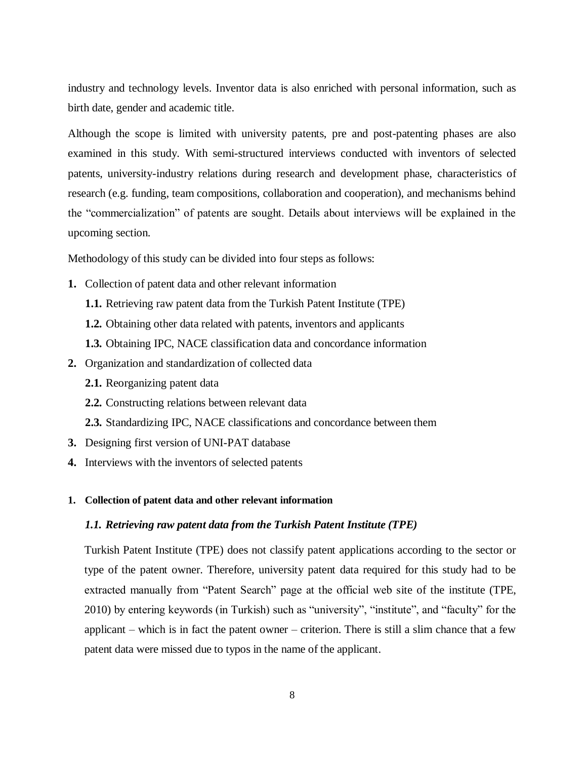industry and technology levels. Inventor data is also enriched with personal information, such as birth date, gender and academic title.

Although the scope is limited with university patents, pre and post-patenting phases are also examined in this study. With semi-structured interviews conducted with inventors of selected patents, university-industry relations during research and development phase, characteristics of research (e.g. funding, team compositions, collaboration and cooperation), and mechanisms behind the "commercialization" of patents are sought. Details about interviews will be explained in the upcoming section.

Methodology of this study can be divided into four steps as follows:

**1.** Collection of patent data and other relevant information

- **1.1.** Retrieving raw patent data from the Turkish Patent Institute (TPE)
- **1.2.** Obtaining other data related with patents, inventors and applicants
- **1.3.** Obtaining IPC, NACE classification data and concordance information

**2.** Organization and standardization of collected data

- **2.1.** Reorganizing patent data
- **2.2.** Constructing relations between relevant data
- **2.3.** Standardizing IPC, NACE classifications and concordance between them

**3.** Designing first version of UNI-PAT database

**4.** Interviews with the inventors of selected patents

#### 1. Collection of patent data and other relevant information

##### *1.1. Retrieving raw patent data from the Turkish Patent Institute (TPE)*

Turkish Patent Institute (TPE) does not classify patent applications according to the sector or type of the patent owner. Therefore, university patent data required for this study had to be extracted manually from "Patent Search" page at the official web site of the institute (TPE, 2010) by entering keywords (in Turkish) such as "university", "institute", and "faculty" for the applicant – which is in fact the patent owner – criterion. There is still a slim chance that a few patent data were missed due to typos in the name of the applicant.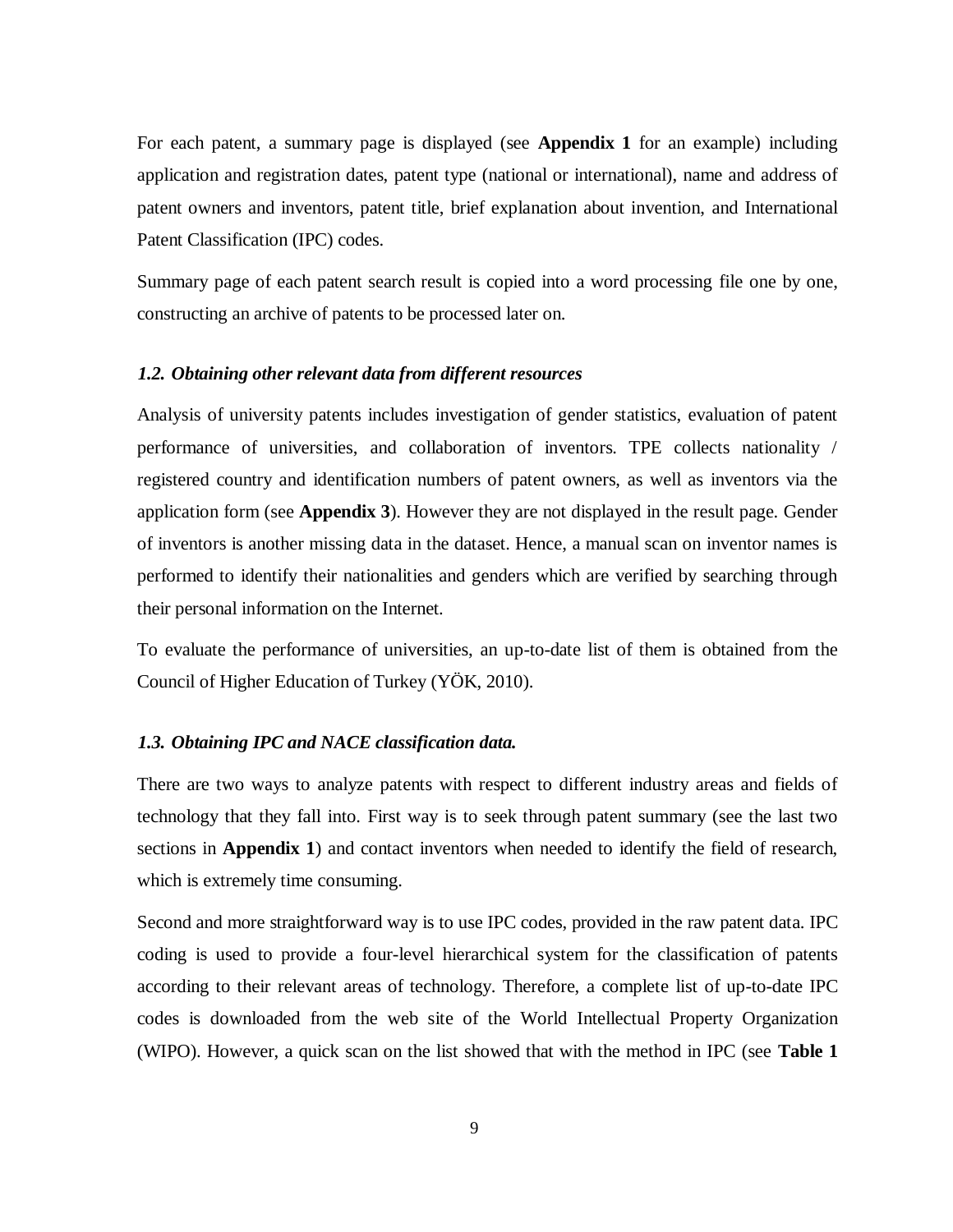For each patent, a summary page is displayed (see **Appendix 1** for an example) including application and registration dates, patent type (national or international), name and address of patent owners and inventors, patent title, brief explanation about invention, and International Patent Classification (IPC) codes.

Summary page of each patent search result is copied into a word processing file one by one, constructing an archive of patents to be processed later on.

### *1.2. Obtaining other relevant data from different resources*

Analysis of university patents includes investigation of gender statistics, evaluation of patent performance of universities, and collaboration of inventors. TPE collects nationality / registered country and identification numbers of patent owners, as well as inventors via the application form (see **Appendix 3**). However they are not displayed in the result page. Gender of inventors is another missing data in the dataset. Hence, a manual scan on inventor names is performed to identify their nationalities and genders which are verified by searching through their personal information on the Internet.

To evaluate the performance of universities, an up-to-date list of them is obtained from the Council of Higher Education of Turkey (YÖK, 2010).

### *1.3. Obtaining IPC and NACE classification data.*

There are two ways to analyze patents with respect to different industry areas and fields of technology that they fall into. First way is to seek through patent summary (see the last two sections in **Appendix 1**) and contact inventors when needed to identify the field of research, which is extremely time consuming.

Second and more straightforward way is to use IPC codes, provided in the raw patent data. IPC coding is used to provide a four-level hierarchical system for the classification of patents according to their relevant areas of technology. Therefore, a complete list of up-to-date IPC codes is downloaded from the web site of the World Intellectual Property Organization (WIPO). However, a quick scan on the list showed that with the method in IPC (see **Table 1**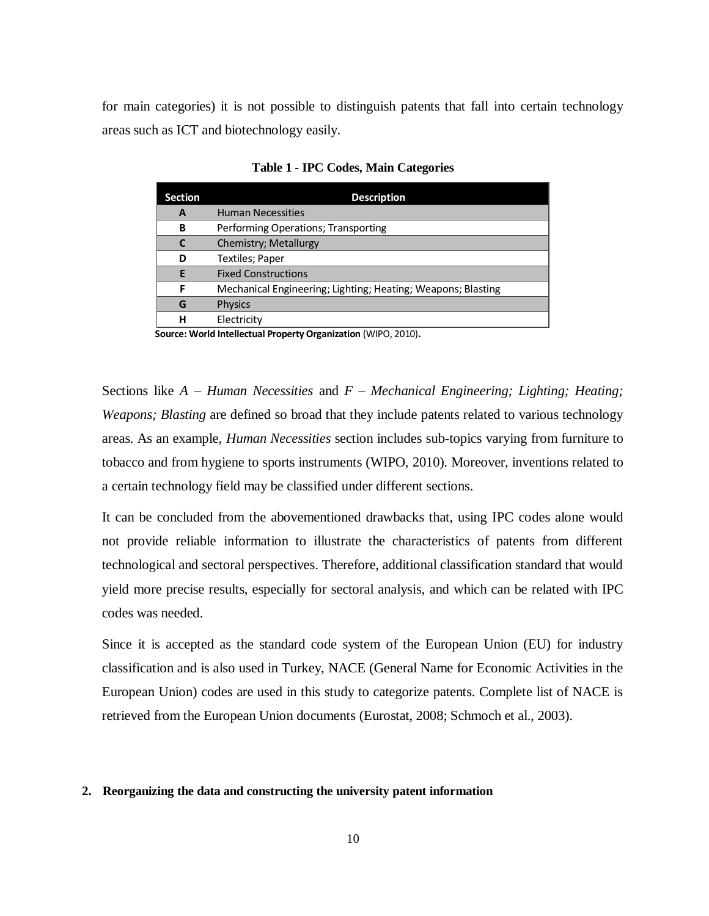for main categories) it is not possible to distinguish patents that fall into certain technology areas such as ICT and biotechnology easily.

**Table 1 - IPC Codes, Main Categories**

| Section | Description |
|---|---|
| **A** | Human Necessities |
| **B** | Performing Operations; Transporting |
| **C** | Chemistry; Metallurgy |
| **D** | Textiles; Paper |
| **E** | Fixed Constructions |
| **F** | Mechanical Engineering; Lighting; Heating; Weapons; Blasting |
| **G** | Physics |
| **H** | Electricity |

**Source: World Intellectual Property Organization** (WIPO, 2010)**.**

Sections like *A – Human Necessities* and *F – Mechanical Engineering; Lighting; Heating; Weapons; Blasting* are defined so broad that they include patents related to various technology areas. As an example, *Human Necessities* section includes sub-topics varying from furniture to tobacco and from hygiene to sports instruments (WIPO, 2010). Moreover, inventions related to a certain technology field may be classified under different sections.

It can be concluded from the abovementioned drawbacks that, using IPC codes alone would not provide reliable information to illustrate the characteristics of patents from different technological and sectoral perspectives. Therefore, additional classification standard that would yield more precise results, especially for sectoral analysis, and which can be related with IPC codes was needed.

Since it is accepted as the standard code system of the European Union (EU) for industry classification and is also used in Turkey, NACE (General Name for Economic Activities in the European Union) codes are used in this study to categorize patents. Complete list of NACE is retrieved from the European Union documents (Eurostat, 2008; Schmoch et al., 2003).

**2. Reorganizing the data and constructing the university patent information**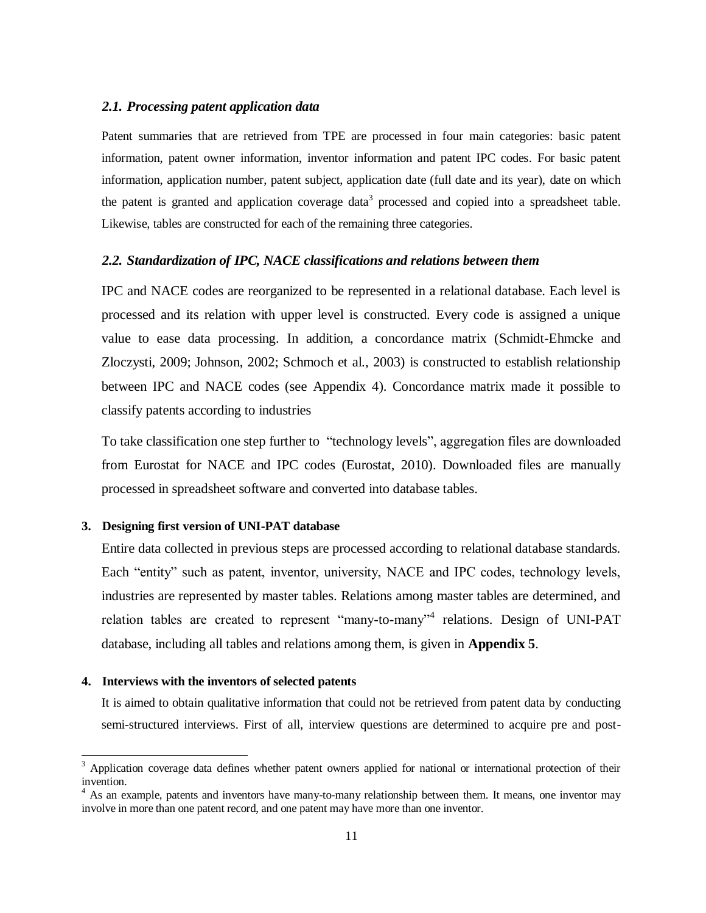### *2.1. Processing patent application data*

Patent summaries that are retrieved from TPE are processed in four main categories: basic patent information, patent owner information, inventor information and patent IPC codes. For basic patent information, application number, patent subject, application date (full date and its year), date on which the patent is granted and application coverage data[3] processed and copied into a spreadsheet table. Likewise, tables are constructed for each of the remaining three categories.

### *2.2. Standardization of IPC, NACE classifications and relations between them*

IPC and NACE codes are reorganized to be represented in a relational database. Each level is processed and its relation with upper level is constructed. Every code is assigned a unique value to ease data processing. In addition, a concordance matrix (Schmidt-Ehmcke and Zloczysti, 2009; Johnson, 2002; Schmoch et al., 2003) is constructed to establish relationship between IPC and NACE codes (see Appendix 4). Concordance matrix made it possible to classify patents according to industries

To take classification one step further to "technology levels", aggregation files are downloaded from Eurostat for NACE and IPC codes (Eurostat, 2010). Downloaded files are manually processed in spreadsheet software and converted into database tables.

**3. Designing first version of UNI-PAT database**

Entire data collected in previous steps are processed according to relational database standards. Each "entity" such as patent, inventor, university, NACE and IPC codes, technology levels, industries are represented by master tables. Relations among master tables are determined, and relation tables are created to represent "many-to-many"[4] relations. Design of UNI-PAT database, including all tables and relations among them, is given in **Appendix 5**.

**4. Interviews with the inventors of selected patents**

It is aimed to obtain qualitative information that could not be retrieved from patent data by conducting semi-structured interviews. First of all, interview questions are determined to acquire pre and post-

---

[3] Application coverage data defines whether patent owners applied for national or international protection of their invention.

[4] As an example, patents and inventors have many-to-many relationship between them. It means, one inventor may involve in more than one patent record, and one patent may have more than one inventor.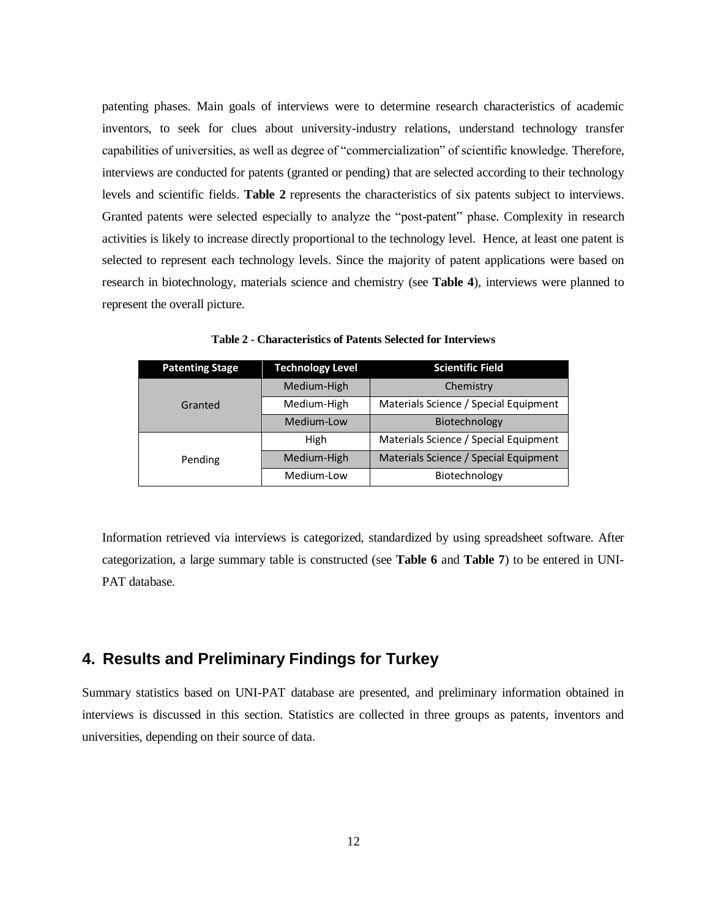patenting phases. Main goals of interviews were to determine research characteristics of academic inventors, to seek for clues about university-industry relations, understand technology transfer capabilities of universities, as well as degree of "commercialization" of scientific knowledge. Therefore, interviews are conducted for patents (granted or pending) that are selected according to their technology levels and scientific fields. **Table 2** represents the characteristics of six patents subject to interviews. Granted patents were selected especially to analyze the "post-patent" phase. Complexity in research activities is likely to increase directly proportional to the technology level. Hence, at least one patent is selected to represent each technology levels. Since the majority of patent applications were based on research in biotechnology, materials science and chemistry (see **Table 4**), interviews were planned to represent the overall picture.

**Table 2 - Characteristics of Patents Selected for Interviews**

| Patenting Stage | Technology Level | Scientific Field |
|---|---|---|
| Granted | Medium-High | Chemistry |
| | Medium-High | Materials Science / Special Equipment |
| | Medium-Low | Biotechnology |
| Pending | High | Materials Science / Special Equipment |
| | Medium-High | Materials Science / Special Equipment |
| | Medium-Low | Biotechnology |

Information retrieved via interviews is categorized, standardized by using spreadsheet software. After categorization, a large summary table is constructed (see **Table 6** and **Table 7**) to be entered in UNI-PAT database.

## 4. Results and Preliminary Findings for Turkey

Summary statistics based on UNI-PAT database are presented, and preliminary information obtained in interviews is discussed in this section. Statistics are collected in three groups as patents, inventors and universities, depending on their source of data.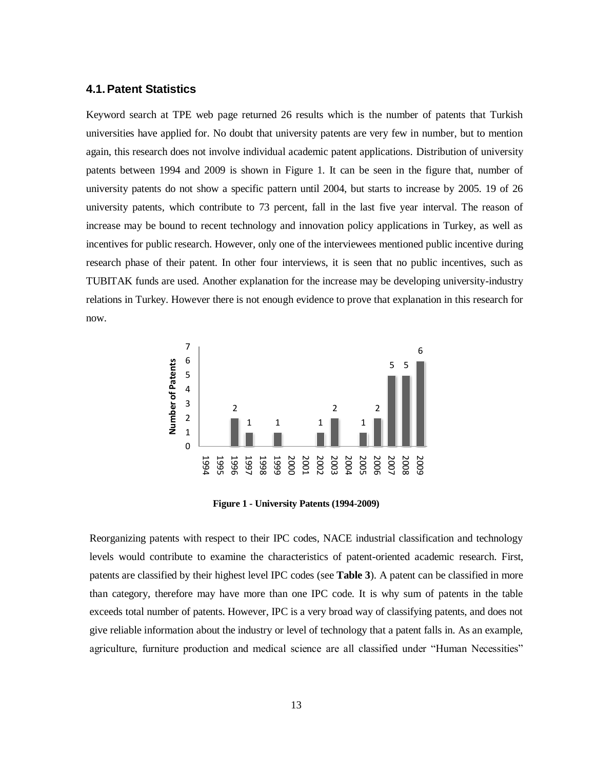### 4.1. Patent Statistics

Keyword search at TPE web page returned 26 results which is the number of patents that Turkish universities have applied for. No doubt that university patents are very few in number, but to mention again, this research does not involve individual academic patent applications. Distribution of university patents between 1994 and 2009 is shown in Figure 1. It can be seen in the figure that, number of university patents do not show a specific pattern until 2004, but starts to increase by 2005. 19 of 26 university patents, which contribute to 73 percent, fall in the last five year interval. The reason of increase may be bound to recent technology and innovation policy applications in Turkey, as well as incentives for public research. However, only one of the interviewees mentioned public incentive during research phase of their patent. In other four interviews, it is seen that no public incentives, such as TUBITAK funds are used. Another explanation for the increase may be developing university-industry relations in Turkey. However there is not enough evidence to prove that explanation in this research for now.

Number of Patents

7
6
5
4
3
2
1
0

2 1 1 1 2 1 2 5 5 6

1994 1995 1996 1997 1998 1999 2000 2001 2002 2003 2004 2005 2006 2007 2008 2009

**Figure 1 - University Patents (1994-2009)**

Reorganizing patents with respect to their IPC codes, NACE industrial classification and technology levels would contribute to examine the characteristics of patent-oriented academic research. First, patents are classified by their highest level IPC codes (see **Table 3**). A patent can be classified in more than category, therefore may have more than one IPC code. It is why sum of patents in the table exceeds total number of patents. However, IPC is a very broad way of classifying patents, and does not give reliable information about the industry or level of technology that a patent falls in. As an example, agriculture, furniture production and medical science are all classified under "Human Necessities"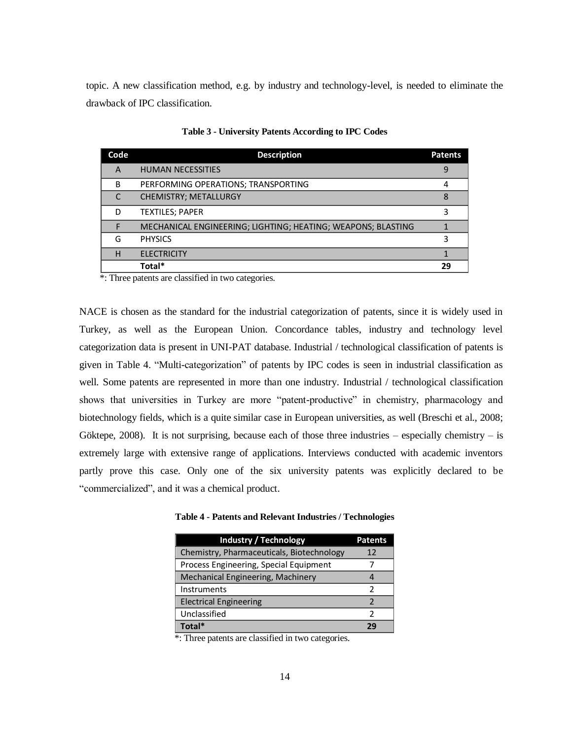topic. A new classification method, e.g. by industry and technology-level, is needed to eliminate the drawback of IPC classification.

**Table 3 - University Patents According to IPC Codes**

| Code | Description | Patents |
|---|---|---|
| A | HUMAN NECESSITIES | 9 |
| B | PERFORMING OPERATIONS; TRANSPORTING | 4 |
| C | CHEMISTRY; METALLURGY | 8 |
| D | TEXTILES; PAPER | 3 |
| F | MECHANICAL ENGINEERING; LIGHTING; HEATING; WEAPONS; BLASTING | 1 |
| G | PHYSICS | 3 |
| H | ELECTRICITY | 1 |
| | **Total*** | **29** |

*: Three patents are classified in two categories.

NACE is chosen as the standard for the industrial categorization of patents, since it is widely used in Turkey, as well as the European Union. Concordance tables, industry and technology level categorization data is present in UNI-PAT database. Industrial / technological classification of patents is given in Table 4. "Multi-categorization" of patents by IPC codes is seen in industrial classification as well. Some patents are represented in more than one industry. Industrial / technological classification shows that universities in Turkey are more "patent-productive" in chemistry, pharmacology and biotechnology fields, which is a quite similar case in European universities, as well (Breschi et al., 2008; Göktepe, 2008). It is not surprising, because each of those three industries – especially chemistry – is extremely large with extensive range of applications. Interviews conducted with academic inventors partly prove this case. Only one of the six university patents was explicitly declared to be "commercialized", and it was a chemical product.

**Table 4 - Patents and Relevant Industries / Technologies**

| Industry / Technology | Patents |
|---|---|
| Chemistry, Pharmaceuticals, Biotechnology | 12 |
| Process Engineering, Special Equipment | 7 |
| Mechanical Engineering, Machinery | 4 |
| Instruments | 2 |
| Electrical Engineering | 2 |
| Unclassified | 2 |
| **Total*** | **29** |

*: Three patents are classified in two categories.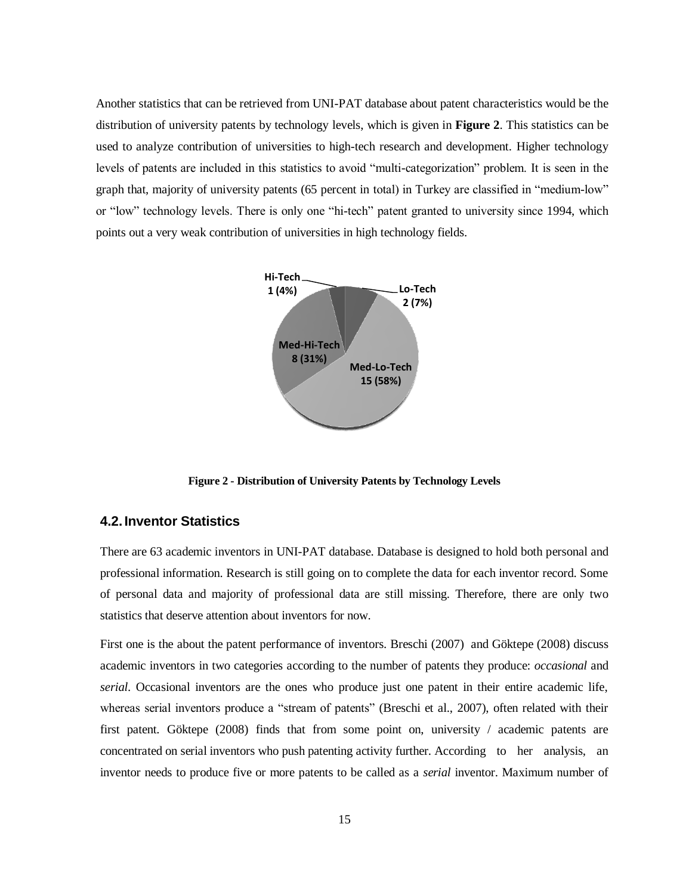Another statistics that can be retrieved from UNI-PAT database about patent characteristics would be the distribution of university patents by technology levels, which is given in **Figure 2**. This statistics can be used to analyze contribution of universities to high-tech research and development. Higher technology levels of patents are included in this statistics to avoid "multi-categorization" problem. It is seen in the graph that, majority of university patents (65 percent in total) in Turkey are classified in "medium-low" or "low" technology levels. There is only one "hi-tech" patent granted to university since 1994, which points out a very weak contribution of universities in high technology fields.

Hi-Tech
1 (4%)

Lo-Tech
2 (7%)

Med-Hi-Tech
8 (31%)

Med-Lo-Tech
15 (58%)

**Figure 2 - Distribution of University Patents by Technology Levels**

## 4.2. Inventor Statistics

There are 63 academic inventors in UNI-PAT database. Database is designed to hold both personal and professional information. Research is still going on to complete the data for each inventor record. Some of personal data and majority of professional data are still missing. Therefore, there are only two statistics that deserve attention about inventors for now.

First one is the about the patent performance of inventors. Breschi (2007) and Göktepe (2008) discuss academic inventors in two categories according to the number of patents they produce: *occasional* and *serial*. Occasional inventors are the ones who produce just one patent in their entire academic life, whereas serial inventors produce a "stream of patents" (Breschi et al., 2007), often related with their first patent. Göktepe (2008) finds that from some point on, university / academic patents are concentrated on serial inventors who push patenting activity further. According to her analysis, an inventor needs to produce five or more patents to be called as a *serial* inventor. Maximum number of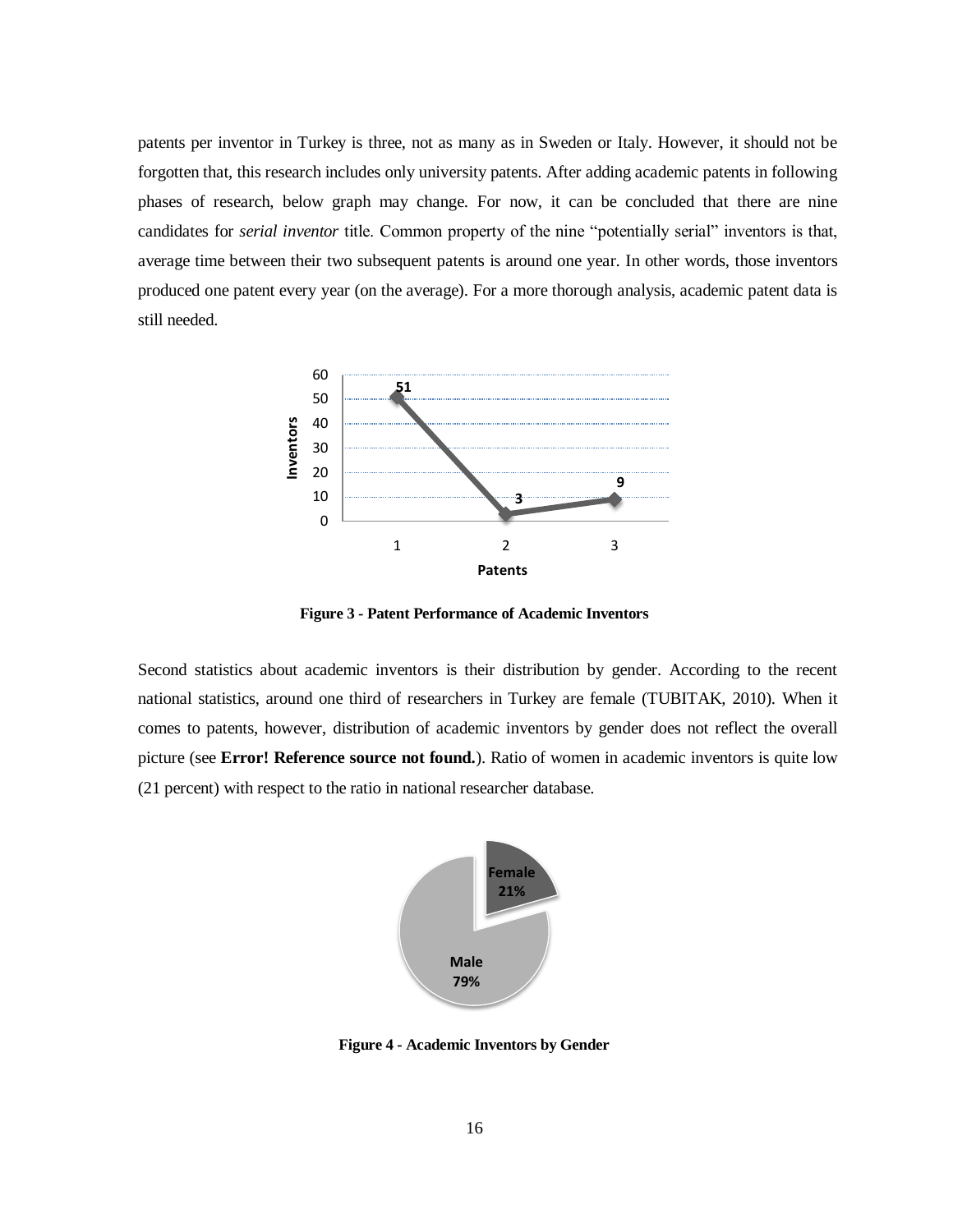patents per inventor in Turkey is three, not as many as in Sweden or Italy. However, it should not be forgotten that, this research includes only university patents. After adding academic patents in following phases of research, below graph may change. For now, it can be concluded that there are nine candidates for *serial inventor* title. Common property of the nine "potentially serial" inventors is that, average time between their two subsequent patents is around one year. In other words, those inventors produced one patent every year (on the average). For a more thorough analysis, academic patent data is still needed.

Inventors
60
50
40
30
20
10
0
51
3
9
1
2
3
Patents

**Figure 3 - Patent Performance of Academic Inventors**

Second statistics about academic inventors is their distribution by gender. According to the recent national statistics, around one third of researchers in Turkey are female (TUBITAK, 2010). When it comes to patents, however, distribution of academic inventors by gender does not reflect the overall picture (see **Error! Reference source not found.**). Ratio of women in academic inventors is quite low (21 percent) with respect to the ratio in national researcher database.

Female
21%
Male
79%

**Figure 4 - Academic Inventors by Gender**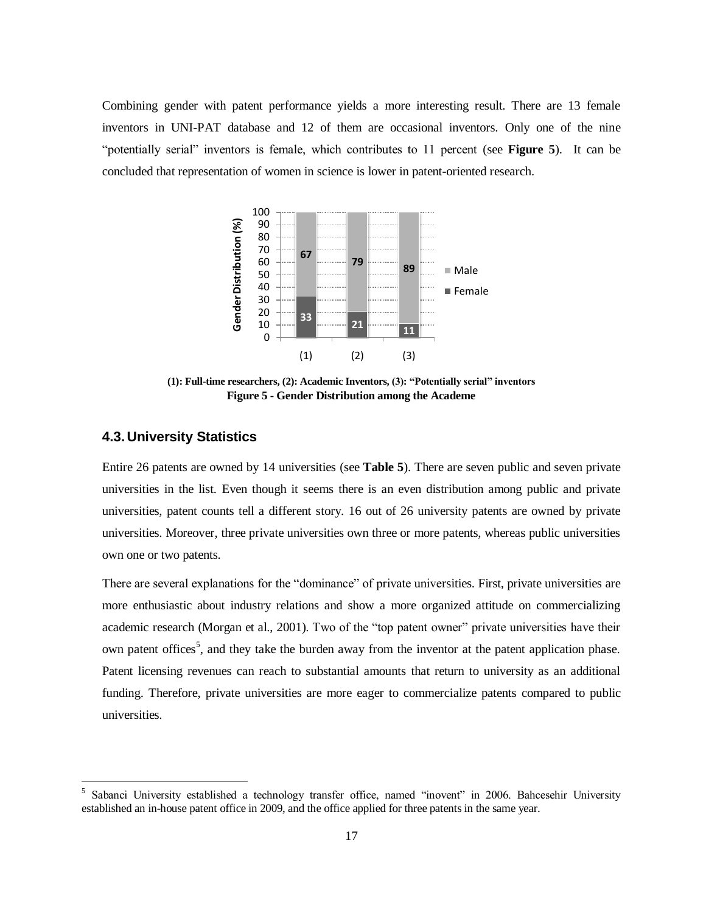Combining gender with patent performance yields a more interesting result. There are 13 female inventors in UNI-PAT database and 12 of them are occasional inventors. Only one of the nine "potentially serial" inventors is female, which contributes to 11 percent (see **Figure 5**). It can be concluded that representation of women in science is lower in patent-oriented research.

Gender Distribution (%)
100
90
80
70
60
50
40
30
20
10
0

67
33
79
21
89
11

Male
Female

(1) (2) (3)

**(1): Full-time researchers, (2): Academic Inventors, (3): "Potentially serial" inventors**
**Figure 5 - Gender Distribution among the Academe**

## 4.3. University Statistics

Entire 26 patents are owned by 14 universities (see **Table 5**). There are seven public and seven private universities in the list. Even though it seems there is an even distribution among public and private universities, patent counts tell a different story. 16 out of 26 university patents are owned by private universities. Moreover, three private universities own three or more patents, whereas public universities own one or two patents.

There are several explanations for the "dominance" of private universities. First, private universities are more enthusiastic about industry relations and show a more organized attitude on commercializing academic research (Morgan et al., 2001). Two of the "top patent owner" private universities have their own patent offices[5], and they take the burden away from the inventor at the patent application phase. Patent licensing revenues can reach to substantial amounts that return to university as an additional funding. Therefore, private universities are more eager to commercialize patents compared to public universities.

[5] Sabanci University established a technology transfer office, named "inovent" in 2006. Bahcesehir University established an in-house patent office in 2009, and the office applied for three patents in the same year.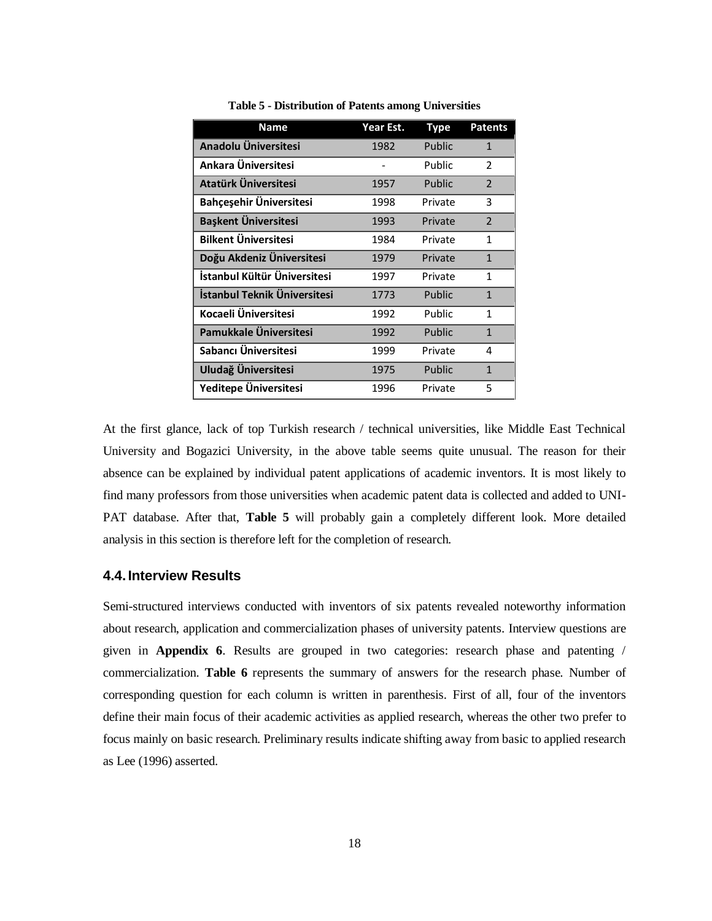**Table 5 - Distribution of Patents among Universities**

| Name | Year Est. | Type | Patents |
|---|---|---|---|
| Anadolu Üniversitesi | 1982 | Public | 1 |
| Ankara Üniversitesi | - | Public | 2 |
| Atatürk Üniversitesi | 1957 | Public | 2 |
| Bahçeşehir Üniversitesi | 1998 | Private | 3 |
| Başkent Üniversitesi | 1993 | Private | 2 |
| Bilkent Üniversitesi | 1984 | Private | 1 |
| Doğu Akdeniz Üniversitesi | 1979 | Private | 1 |
| İstanbul Kültür Üniversitesi | 1997 | Private | 1 |
| İstanbul Teknik Üniversitesi | 1773 | Public | 1 |
| Kocaeli Üniversitesi | 1992 | Public | 1 |
| Pamukkale Üniversitesi | 1992 | Public | 1 |
| Sabancı Üniversitesi | 1999 | Private | 4 |
| Uludağ Üniversitesi | 1975 | Public | 1 |
| Yeditepe Üniversitesi | 1996 | Private | 5 |

At the first glance, lack of top Turkish research / technical universities, like Middle East Technical University and Bogazici University, in the above table seems quite unusual. The reason for their absence can be explained by individual patent applications of academic inventors. It is most likely to find many professors from those universities when academic patent data is collected and added to UNI-PAT database. After that, **Table 5** will probably gain a completely different look. More detailed analysis in this section is therefore left for the completion of research.

## 4.4. Interview Results

Semi-structured interviews conducted with inventors of six patents revealed noteworthy information about research, application and commercialization phases of university patents. Interview questions are given in **Appendix 6**. Results are grouped in two categories: research phase and patenting / commercialization. **Table 6** represents the summary of answers for the research phase. Number of corresponding question for each column is written in parenthesis. First of all, four of the inventors define their main focus of their academic activities as applied research, whereas the other two prefer to focus mainly on basic research. Preliminary results indicate shifting away from basic to applied research as Lee (1996) asserted.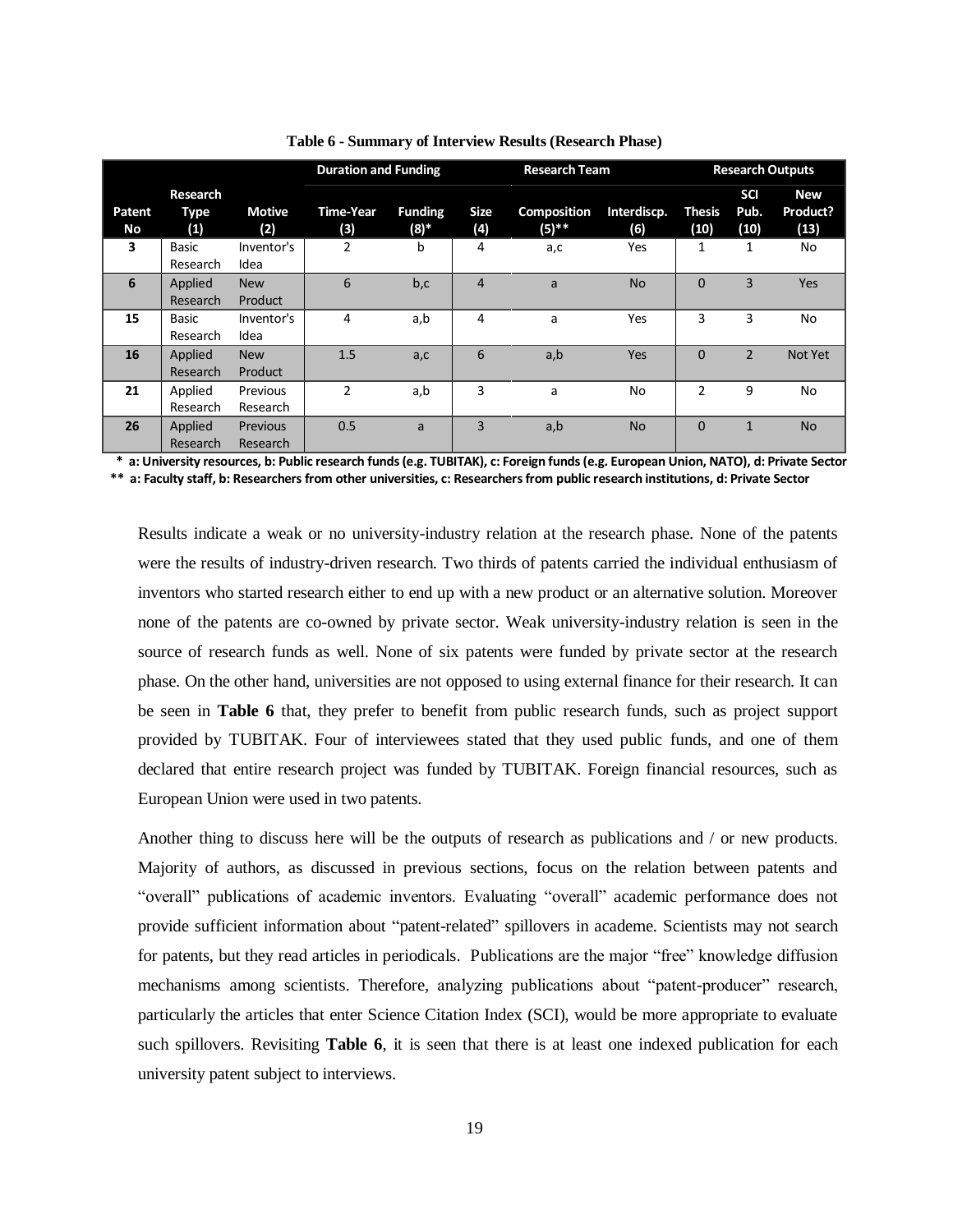**Table 6 - Summary of Interview Results (Research Phase)**

| | | | Duration and Funding | | Research Team | | | Research Outputs | | |
|---|---|---|---|---|---|---|---|---|---|---|
| Patent No | Research Type (1) | Motive (2) | Time-Year (3) | Funding (8)* | Size (4) | Composition (5)** | Interdiscp. (6) | Thesis (10) | SCI Pub. (10) | New Product? (13) |
| 3 | Basic Research | Inventor's Idea | 2 | b | 4 | a,c | Yes | 1 | 1 | No |
| 6 | Applied Research | New Product | 6 | b,c | 4 | a | No | 0 | 3 | Yes |
| 15 | Basic Research | Inventor's Idea | 4 | a,b | 4 | a | Yes | 3 | 3 | No |
| 16 | Applied Research | New Product | 1.5 | a,c | 6 | a,b | Yes | 0 | 2 | Not Yet |
| 21 | Applied Research | Previous Research | 2 | a,b | 3 | a | No | 2 | 9 | No |
| 26 | Applied Research | Previous Research | 0.5 | a | 3 | a,b | No | 0 | 1 | No |

**\* a: University resources, b: Public research funds (e.g. TUBITAK), c: Foreign funds (e.g. European Union, NATO), d: Private Sector**

**\*\* a: Faculty staff, b: Researchers from other universities, c: Researchers from public research institutions, d: Private Sector**

Results indicate a weak or no university-industry relation at the research phase. None of the patents were the results of industry-driven research. Two thirds of patents carried the individual enthusiasm of inventors who started research either to end up with a new product or an alternative solution. Moreover none of the patents are co-owned by private sector. Weak university-industry relation is seen in the source of research funds as well. None of six patents were funded by private sector at the research phase. On the other hand, universities are not opposed to using external finance for their research. It can be seen in **Table 6** that, they prefer to benefit from public research funds, such as project support provided by TUBITAK. Four of interviewees stated that they used public funds, and one of them declared that entire research project was funded by TUBITAK. Foreign financial resources, such as European Union were used in two patents.

Another thing to discuss here will be the outputs of research as publications and / or new products. Majority of authors, as discussed in previous sections, focus on the relation between patents and "overall" publications of academic inventors. Evaluating "overall" academic performance does not provide sufficient information about "patent-related" spillovers in academe. Scientists may not search for patents, but they read articles in periodicals. Publications are the major "free" knowledge diffusion mechanisms among scientists. Therefore, analyzing publications about "patent-producer" research, particularly the articles that enter Science Citation Index (SCI), would be more appropriate to evaluate such spillovers. Revisiting **Table 6**, it is seen that there is at least one indexed publication for each university patent subject to interviews.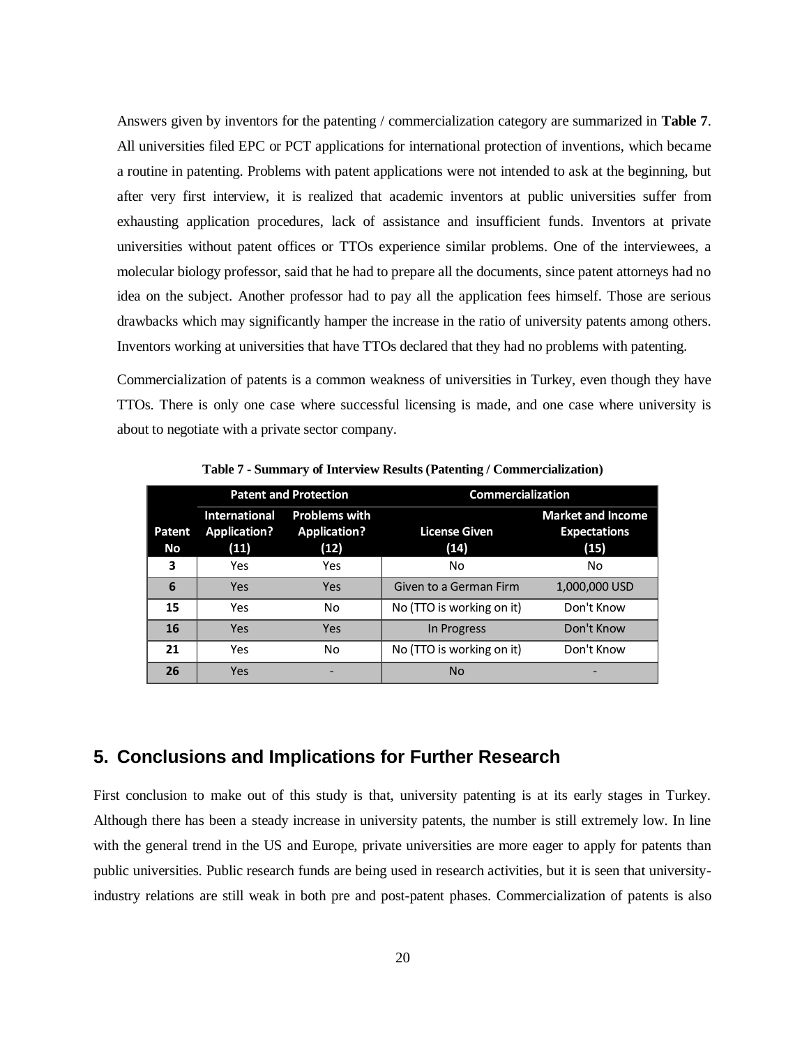Answers given by inventors for the patenting / commercialization category are summarized in **Table 7**. All universities filed EPC or PCT applications for international protection of inventions, which became a routine in patenting. Problems with patent applications were not intended to ask at the beginning, but after very first interview, it is realized that academic inventors at public universities suffer from exhausting application procedures, lack of assistance and insufficient funds. Inventors at private universities without patent offices or TTOs experience similar problems. One of the interviewees, a molecular biology professor, said that he had to prepare all the documents, since patent attorneys had no idea on the subject. Another professor had to pay all the application fees himself. Those are serious drawbacks which may significantly hamper the increase in the ratio of university patents among others. Inventors working at universities that have TTOs declared that they had no problems with patenting.

Commercialization of patents is a common weakness of universities in Turkey, even though they have TTOs. There is only one case where successful licensing is made, and one case where university is about to negotiate with a private sector company.

**Table 7 - Summary of Interview Results (Patenting / Commercialization)**

| | Patent and Protection | | Commercialization | |
|---|---|---|---|---|
| **Patent No** | **International Application? (11)** | **Problems with Application? (12)** | **License Given (14)** | **Market and Income Expectations (15)** |
| **3** | Yes | Yes | No | No |
| **6** | Yes | Yes | Given to a German Firm | 1,000,000 USD |
| **15** | Yes | No | No (TTO is working on it) | Don't Know |
| **16** | Yes | Yes | In Progress | Don't Know |
| **21** | Yes | No | No (TTO is working on it) | Don't Know |
| **26** | Yes | - | No | - |

## 5. Conclusions and Implications for Further Research

First conclusion to make out of this study is that, university patenting is at its early stages in Turkey. Although there has been a steady increase in university patents, the number is still extremely low. In line with the general trend in the US and Europe, private universities are more eager to apply for patents than public universities. Public research funds are being used in research activities, but it is seen that university-industry relations are still weak in both pre and post-patent phases. Commercialization of patents is also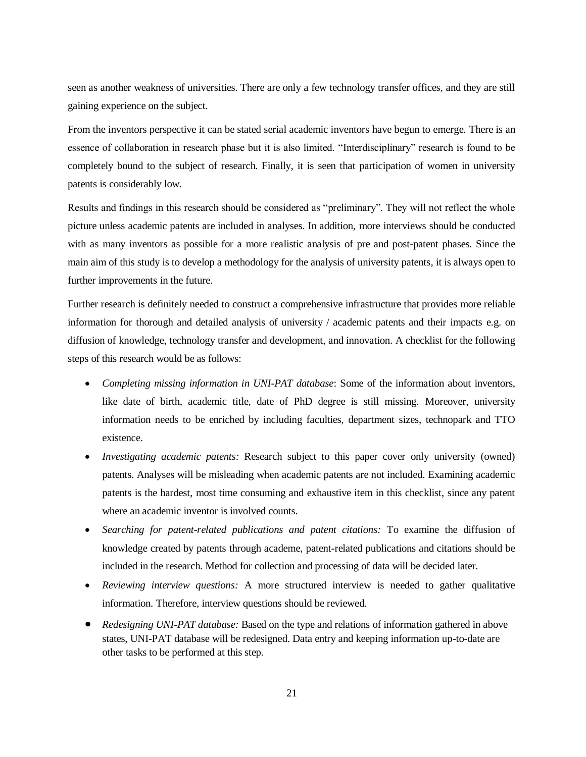seen as another weakness of universities. There are only a few technology transfer offices, and they are still gaining experience on the subject.

From the inventors perspective it can be stated serial academic inventors have begun to emerge. There is an essence of collaboration in research phase but it is also limited. "Interdisciplinary" research is found to be completely bound to the subject of research. Finally, it is seen that participation of women in university patents is considerably low.

Results and findings in this research should be considered as "preliminary". They will not reflect the whole picture unless academic patents are included in analyses. In addition, more interviews should be conducted with as many inventors as possible for a more realistic analysis of pre and post-patent phases. Since the main aim of this study is to develop a methodology for the analysis of university patents, it is always open to further improvements in the future.

Further research is definitely needed to construct a comprehensive infrastructure that provides more reliable information for thorough and detailed analysis of university / academic patents and their impacts e.g. on diffusion of knowledge, technology transfer and development, and innovation. A checklist for the following steps of this research would be as follows:

- *Completing missing information in UNI-PAT database*: Some of the information about inventors, like date of birth, academic title, date of PhD degree is still missing. Moreover, university information needs to be enriched by including faculties, department sizes, technopark and TTO existence.
- *Investigating academic patents:* Research subject to this paper cover only university (owned) patents. Analyses will be misleading when academic patents are not included. Examining academic patents is the hardest, most time consuming and exhaustive item in this checklist, since any patent where an academic inventor is involved counts.
- *Searching for patent-related publications and patent citations:* To examine the diffusion of knowledge created by patents through academe, patent-related publications and citations should be included in the research. Method for collection and processing of data will be decided later.
- *Reviewing interview questions:* A more structured interview is needed to gather qualitative information. Therefore, interview questions should be reviewed.
- *Redesigning UNI-PAT database:* Based on the type and relations of information gathered in above states, UNI-PAT database will be redesigned. Data entry and keeping information up-to-date are other tasks to be performed at this step.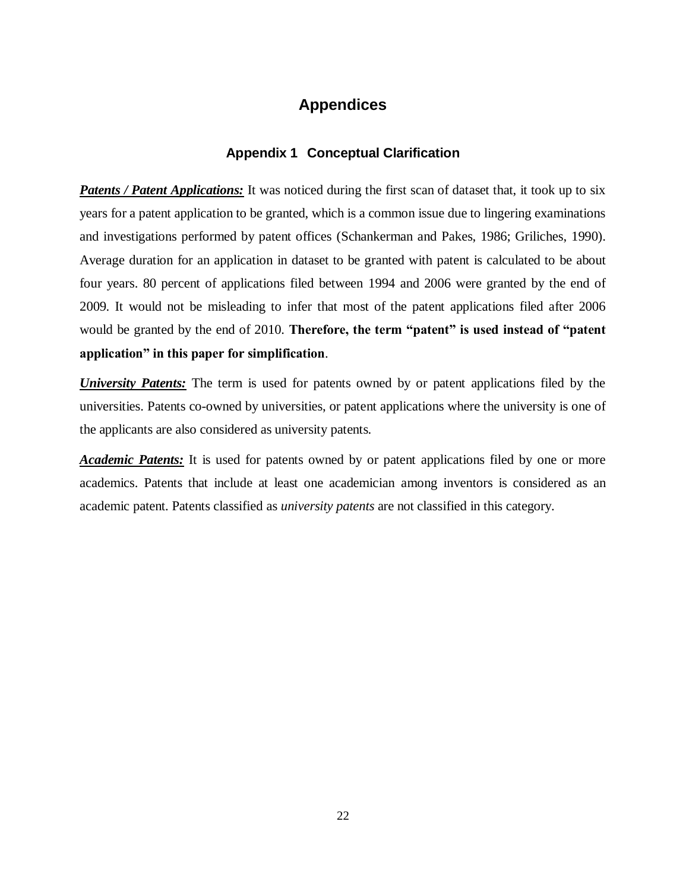# Appendices

## Appendix 1 Conceptual Clarification

***Patents / Patent Applications:*** It was noticed during the first scan of dataset that, it took up to six years for a patent application to be granted, which is a common issue due to lingering examinations and investigations performed by patent offices (Schankerman and Pakes, 1986; Griliches, 1990). Average duration for an application in dataset to be granted with patent is calculated to be about four years. 80 percent of applications filed between 1994 and 2006 were granted by the end of 2009. It would not be misleading to infer that most of the patent applications filed after 2006 would be granted by the end of 2010. **Therefore, the term "patent" is used instead of "patent application" in this paper for simplification**.

***University Patents:*** The term is used for patents owned by or patent applications filed by the universities. Patents co-owned by universities, or patent applications where the university is one of the applicants are also considered as university patents.

***Academic Patents:*** It is used for patents owned by or patent applications filed by one or more academics. Patents that include at least one academician among inventors is considered as an academic patent. Patents classified as *university patents* are not classified in this category.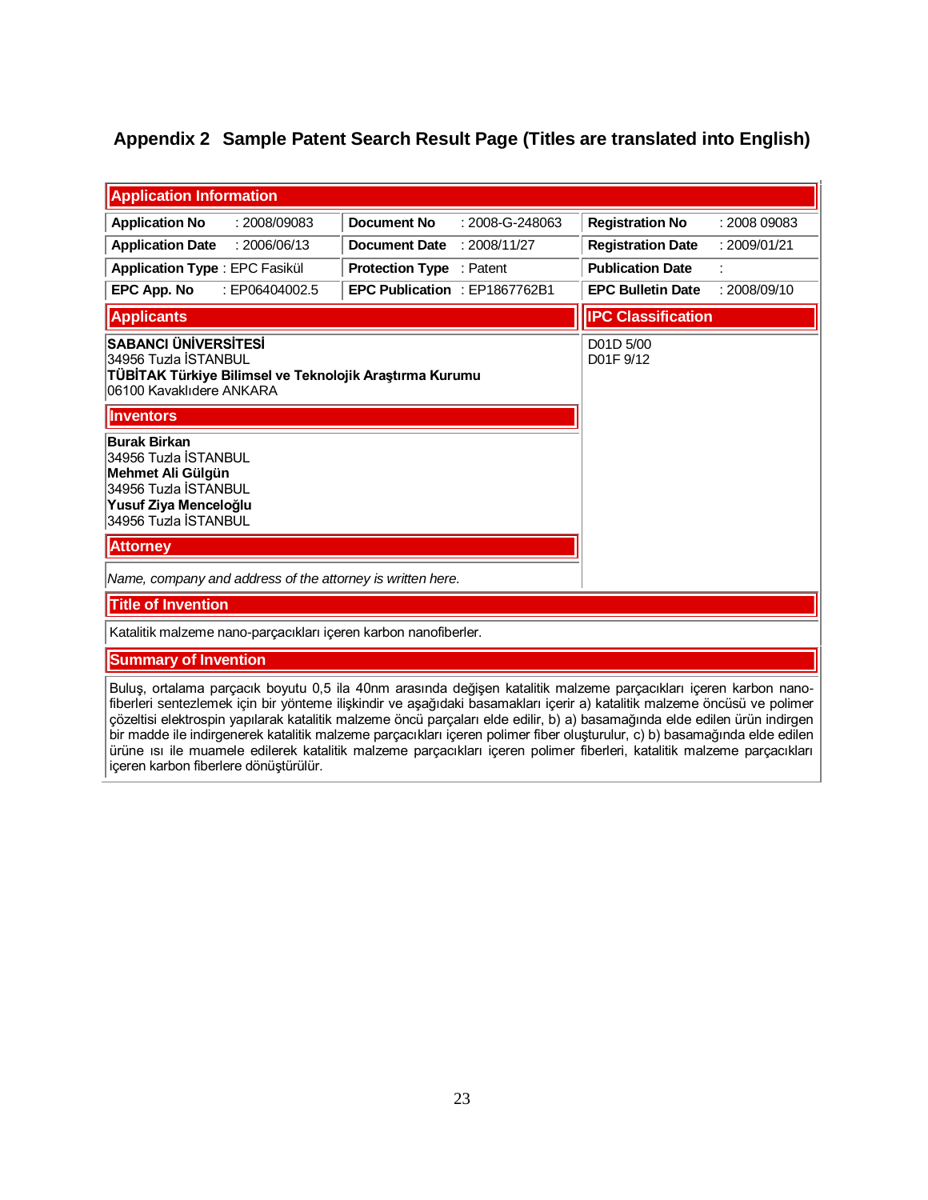## Appendix 2 Sample Patent Search Result Page (Titles are translated into English)

### Application Information

| | | | | | |
|---|---|---|---|---|---|
| **Application No** | : 2008/09083 | **Document No** | : 2008-G-248063 | **Registration No** | : 2008 09083 |
| **Application Date** | : 2006/06/13 | **Document Date** | : 2008/11/27 | **Registration Date** | : 2009/01/21 |
| **Application Type** | : EPC Fasikül | **Protection Type** | : Patent | **Publication Date** | : |
| **EPC App. No** | : EP06404002.5 | **EPC Publication** | : EP1867762B1 | **EPC Bulletin Date** | : 2008/09/10 |

### Applicants

**SABANCI ÜNİVERSİTESİ**
34956 Tuzla İSTANBUL
**TÜBİTAK Türkiye Bilimsel ve Teknolojik Araştırma Kurumu**
06100 Kavaklıdere ANKARA

### IPC Classification

D01D 5/00
D01F 9/12

### Inventors

**Burak Birkan**
34956 Tuzla İSTANBUL
**Mehmet Ali Gülgün**
34956 Tuzla İSTANBUL
**Yusuf Ziya Menceloğlu**
34956 Tuzla İSTANBUL

### Attorney

*Name, company and address of the attorney is written here.*

### Title of Invention

Katalitik malzeme nano-parçacıkları içeren karbon nanofiberler.

### Summary of Invention

Buluş, ortalama parçacık boyutu 0,5 ila 40nm arasında değişen katalitik malzeme parçacıkları içeren karbon nano-fiberleri sentezlemek için bir yönteme ilişkindir ve aşağıdaki basamakları içerir a) katalitik malzeme öncüsü ve polimer çözeltisi elektrospin yapılarak katalitik malzeme öncü parçaları elde edilir, b) a) basamağında elde edilen ürün indirgen bir madde ile indirgenerek katalitik malzeme parçacıkları içeren polimer fiber oluşturulur, c) b) basamağında elde edilen ürüne ısı ile muamele edilerek katalitik malzeme parçacıkları içeren polimer fiberleri, katalitik malzeme parçacıkları içeren karbon fiberlere dönüştürülür.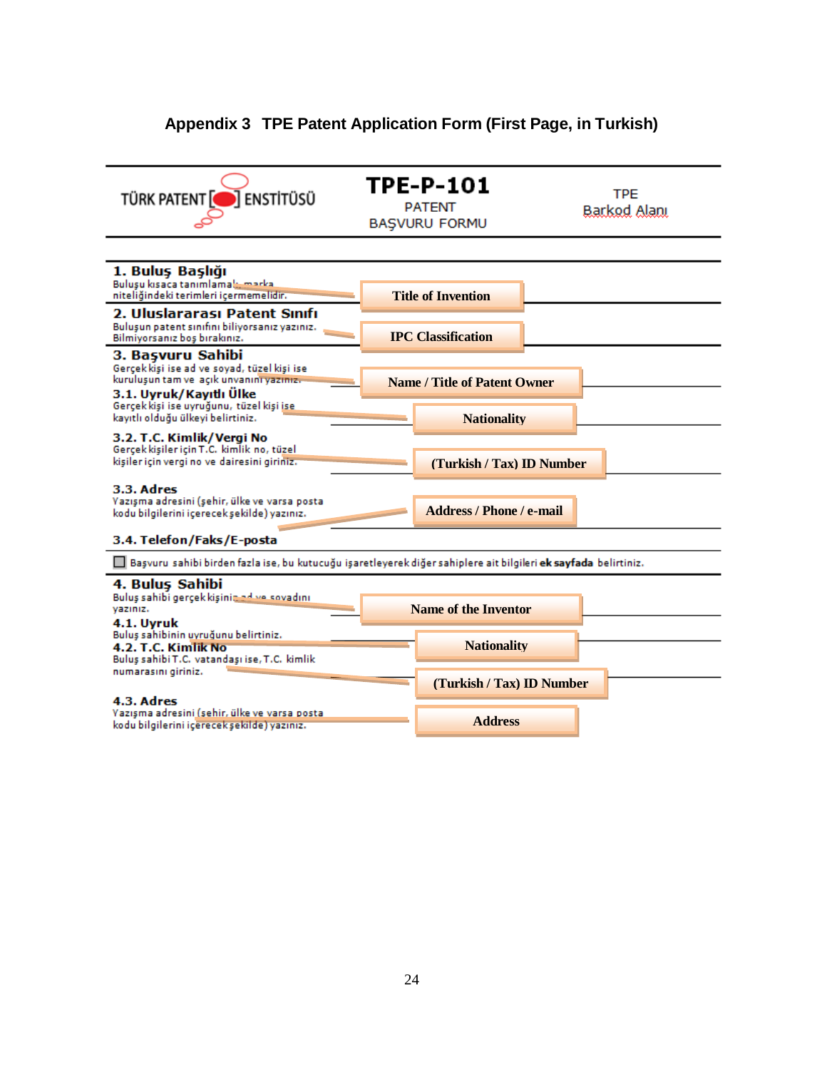## Appendix 3 TPE Patent Application Form (First Page, in Turkish)

TÜRK PATENT ENSTİTÜSÜ

**TPE-P-101**
PATENT
BAŞVURU FORMU

TPE
Barkod Alanı

**1. Buluş Başlığı**
Buluşu kısaca tanımlamalı, marka niteliğindeki terimleri içermemelidir.

**Title of Invention**

**2. Uluslararası Patent Sınıfı**
Buluşun patent sınıfını biliyorsanız yazınız. Bilmiyorsanız boş bırakınız.

**IPC Classification**

**3. Başvuru Sahibi**
Gerçek kişi ise ad ve soyad, tüzel kişi ise kuruluşun tam ve açık unvanını yazınız.

**Name / Title of Patent Owner**

**3.1. Uyruk/Kayıtlı Ülke**
Gerçek kişi ise uyruğunu, tüzel kişi ise kayıtlı olduğu ülkeyi belirtiniz.

**Nationality**

**3.2. T.C. Kimlik/Vergi No**
Gerçek kişiler için T.C. kimlik no, tüzel kişiler için vergi no ve dairesini giriniz.

**(Turkish / Tax) ID Number**

**3.3. Adres**
Yazışma adresini (şehir, ülke ve varsa posta kodu bilgilerini içerecek şekilde) yazınız.

**Address / Phone / e-mail**

**3.4. Telefon/Faks/E-posta**

☐ Başvuru sahibi birden fazla ise, bu kutucuğu işaretleyerek diğer sahiplere ait bilgileri **ek sayfada** belirtiniz.

**4. Buluş Sahibi**
Buluş sahibi gerçek kişinin ad ve soyadını yazınız.

**Name of the Inventor**

**4.1. Uyruk**
Buluş sahibinin uyruğunu belirtiniz.

**Nationality**

**4.2. T.C. Kimlik No**
Buluş sahibi T.C. vatandaşı ise, T.C. kimlik numarasını giriniz.

**(Turkish / Tax) ID Number**

**4.3. Adres**
Yazışma adresini (şehir, ülke ve varsa posta kodu bilgilerini içerecek şekilde) yazınız.

**Address**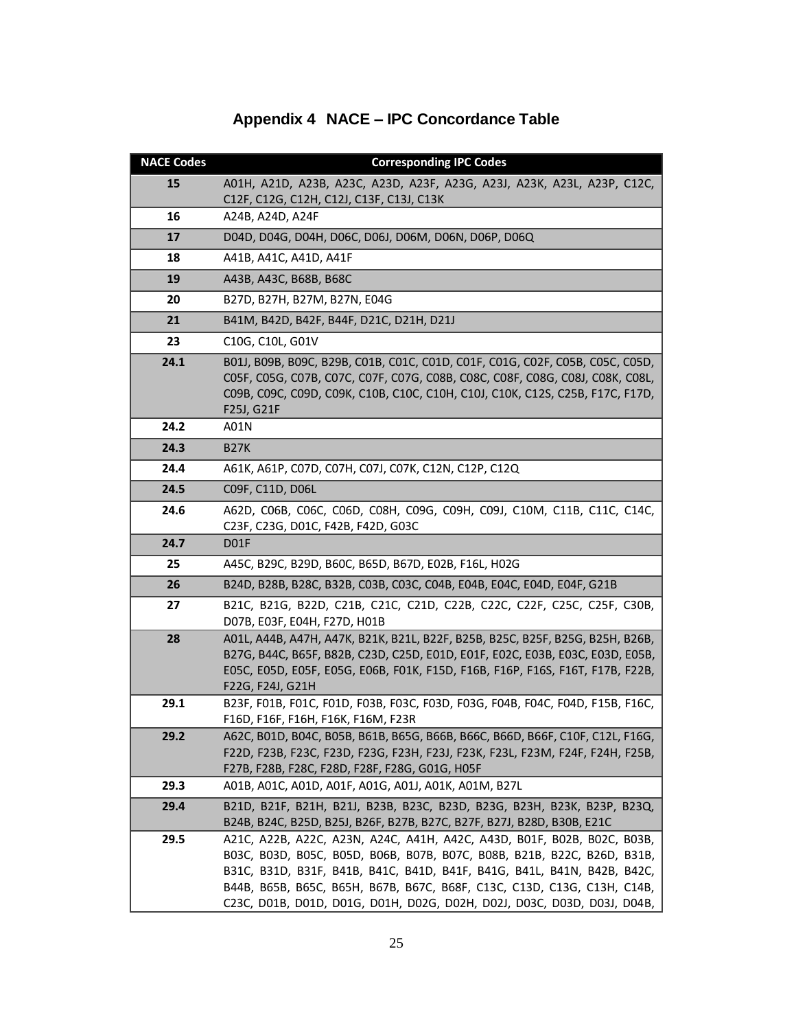# Appendix 4 NACE – IPC Concordance Table

| NACE Codes | Corresponding IPC Codes |
|---|---|
| **15** | A01H, A21D, A23B, A23C, A23D, A23F, A23G, A23J, A23K, A23L, A23P, C12C, C12F, C12G, C12H, C12J, C13F, C13J, C13K |
| **16** | A24B, A24D, A24F |
| **17** | D04D, D04G, D04H, D06C, D06J, D06M, D06N, D06P, D06Q |
| **18** | A41B, A41C, A41D, A41F |
| **19** | A43B, A43C, B68B, B68C |
| **20** | B27D, B27H, B27M, B27N, E04G |
| **21** | B41M, B42D, B42F, B44F, D21C, D21H, D21J |
| **23** | C10G, C10L, G01V |
| **24.1** | B01J, B09B, B09C, B29B, C01B, C01C, C01D, C01F, C01G, C02F, C05B, C05C, C05D, C05F, C05G, C07B, C07C, C07F, C07G, C08B, C08C, C08F, C08G, C08J, C08K, C08L, C09B, C09C, C09D, C09K, C10B, C10C, C10H, C10J, C10K, C12S, C25B, F17C, F17D, F25J, G21F |
| **24.2** | A01N |
| **24.3** | B27K |
| **24.4** | A61K, A61P, C07D, C07H, C07J, C07K, C12N, C12P, C12Q |
| **24.5** | C09F, C11D, D06L |
| **24.6** | A62D, C06B, C06C, C06D, C08H, C09G, C09H, C09J, C10M, C11B, C11C, C14C, C23F, C23G, D01C, F42B, F42D, G03C |
| **24.7** | D01F |
| **25** | A45C, B29C, B29D, B60C, B65D, B67D, E02B, F16L, H02G |
| **26** | B24D, B28B, B28C, B32B, C03B, C03C, C04B, E04B, E04C, E04D, E04F, G21B |
| **27** | B21C, B21G, B22D, C21B, C21C, C21D, C22B, C22C, C22F, C25C, C25F, C30B, D07B, E03F, E04H, F27D, H01B |
| **28** | A01L, A44B, A47H, A47K, B21K, B21L, B22F, B25B, B25C, B25F, B25G, B25H, B26B, B27G, B44C, B65F, B82B, C23D, C25D, E01D, E01F, E02C, E03B, E03C, E03D, E05B, E05C, E05D, E05F, E05G, E06B, F01K, F15D, F16B, F16P, F16S, F16T, F17B, F22B, F22G, F24J, G21H |
| **29.1** | B23F, F01B, F01C, F01D, F03B, F03C, F03D, F03G, F04B, F04C, F04D, F15B, F16C, F16D, F16F, F16H, F16K, F16M, F23R |
| **29.2** | A62C, B01D, B04C, B05B, B61B, B65G, B66B, B66C, B66D, B66F, C10F, C12L, F16G, F22D, F23B, F23C, F23D, F23G, F23H, F23J, F23K, F23L, F23M, F24F, F24H, F25B, F27B, F28B, F28C, F28D, F28F, F28G, G01G, H05F |
| **29.3** | A01B, A01C, A01D, A01F, A01G, A01J, A01K, A01M, B27L |
| **29.4** | B21D, B21F, B21H, B21J, B23B, B23C, B23D, B23G, B23H, B23K, B23P, B23Q, B24B, B24C, B25D, B25J, B26F, B27B, B27C, B27F, B27J, B28D, B30B, E21C |
| **29.5** | A21C, A22B, A22C, A23N, A24C, A41H, A42C, A43D, B01F, B02B, B02C, B03B, B03C, B03D, B05C, B05D, B06B, B07B, B07C, B08B, B21B, B22C, B26D, B31B, B31C, B31D, B31F, B41B, B41C, B41D, B41F, B41G, B41L, B41N, B42B, B42C, B44B, B65B, B65C, B65H, B67B, B67C, B68F, C13C, C13D, C13G, C13H, C14B, C23C, D01B, D01D, D01G, D01H, D02G, D02H, D02J, D03C, D03D, D03J, D04B, |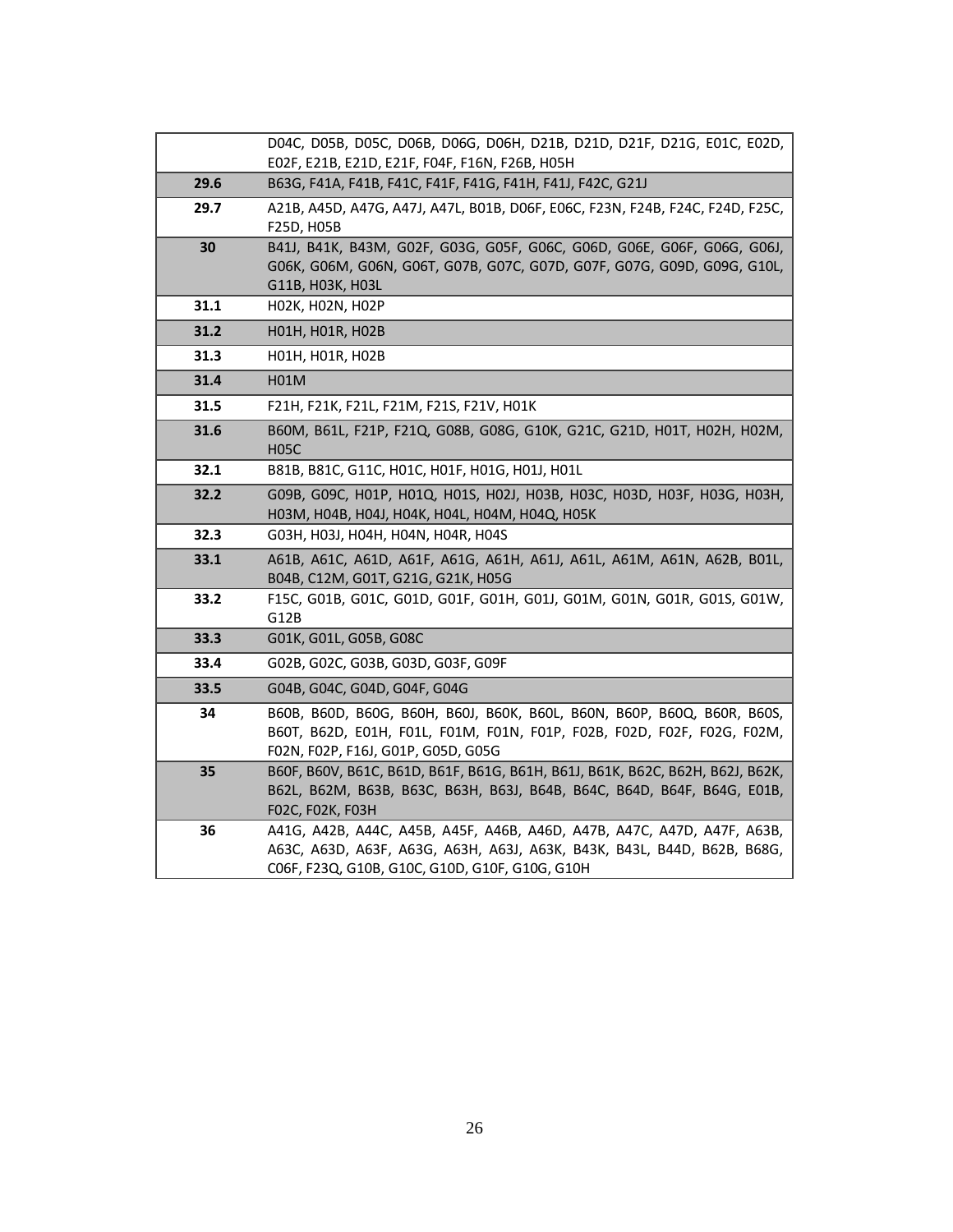| | |
|---|---|
| | D04C, D05B, D05C, D06B, D06G, D06H, D21B, D21D, D21F, D21G, E01C, E02D, E02F, E21B, E21D, E21F, F04F, F16N, F26B, H05H |
| **29.6** | B63G, F41A, F41B, F41C, F41F, F41G, F41H, F41J, F42C, G21J |
| **29.7** | A21B, A45D, A47G, A47J, A47L, B01B, D06F, E06C, F23N, F24B, F24C, F24D, F25C, F25D, H05B |
| **30** | B41J, B41K, B43M, G02F, G03G, G05F, G06C, G06D, G06E, G06F, G06G, G06J, G06K, G06M, G06N, G06T, G07B, G07C, G07D, G07F, G07G, G09D, G09G, G10L, G11B, H03K, H03L |
| **31.1** | H02K, H02N, H02P |
| **31.2** | H01H, H01R, H02B |
| **31.3** | H01H, H01R, H02B |
| **31.4** | H01M |
| **31.5** | F21H, F21K, F21L, F21M, F21S, F21V, H01K |
| **31.6** | B60M, B61L, F21P, F21Q, G08B, G08G, G10K, G21C, G21D, H01T, H02H, H02M, H05C |
| **32.1** | B81B, B81C, G11C, H01C, H01F, H01G, H01J, H01L |
| **32.2** | G09B, G09C, H01P, H01Q, H01S, H02J, H03B, H03C, H03D, H03F, H03G, H03H, H03M, H04B, H04J, H04K, H04L, H04M, H04Q, H05K |
| **32.3** | G03H, H03J, H04H, H04N, H04R, H04S |
| **33.1** | A61B, A61C, A61D, A61F, A61G, A61H, A61J, A61L, A61M, A61N, A62B, B01L, B04B, C12M, G01T, G21G, G21K, H05G |
| **33.2** | F15C, G01B, G01C, G01D, G01F, G01H, G01J, G01M, G01N, G01R, G01S, G01W, G12B |
| **33.3** | G01K, G01L, G05B, G08C |
| **33.4** | G02B, G02C, G03B, G03D, G03F, G09F |
| **33.5** | G04B, G04C, G04D, G04F, G04G |
| **34** | B60B, B60D, B60G, B60H, B60J, B60K, B60L, B60N, B60P, B60Q, B60R, B60S, B60T, B62D, E01H, F01L, F01M, F01N, F01P, F02B, F02D, F02F, F02G, F02M, F02N, F02P, F16J, G01P, G05D, G05G |
| **35** | B60F, B60V, B61C, B61D, B61F, B61G, B61H, B61J, B61K, B62C, B62H, B62J, B62K, B62L, B62M, B63B, B63C, B63H, B63J, B64B, B64C, B64D, B64F, B64G, E01B, F02C, F02K, F03H |
| **36** | A41G, A42B, A44C, A45B, A45F, A46B, A46D, A47B, A47C, A47D, A47F, A63B, A63C, A63D, A63F, A63G, A63H, A63J, A63K, B43K, B43L, B44D, B62B, B68G, C06F, F23Q, G10B, G10C, G10D, G10F, G10G, G10H |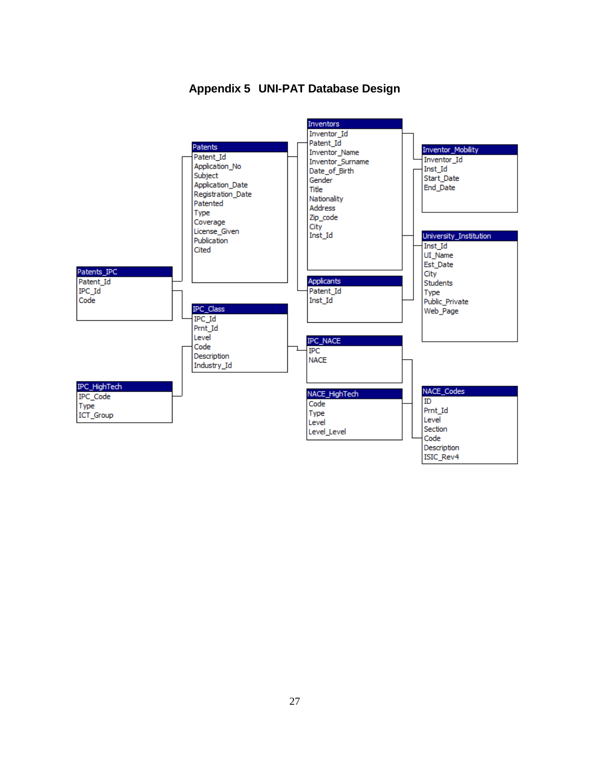# Appendix 5 UNI-PAT Database Design

Inventors
Inventor_Id
Patent_Id
Inventor_Name
Inventor_Surname
Date_of_Birth
Gender
Title
Nationality
Address
Zip_code
City
Inst_Id

Patents
Patent_Id
Application_No
Subject
Application_Date
Registration_Date
Patented
Type
Coverage
License_Given
Publication
Cited

Inventor_Mobility
Inventor_Id
Inst_Id
Start_Date
End_Date

University_Institution
Inst_Id
UI_Name
Est_Date
City
Students
Type
Public_Private
Web_Page

Patents_IPC
Patent_Id
IPC_Id
Code

Applicants
Patent_Id
Inst_Id

IPC_Class
IPC_Id
Prnt_Id
Level
Code
Description
Industry_Id

IPC_NACE
IPC
NACE

IPC_HighTech
IPC_Code
Type
ICT_Group

NACE_HighTech
Code
Type
Level
Level_Level

NACE_Codes
ID
Prnt_Id
Level
Section
Code
Description
ISIC_Rev4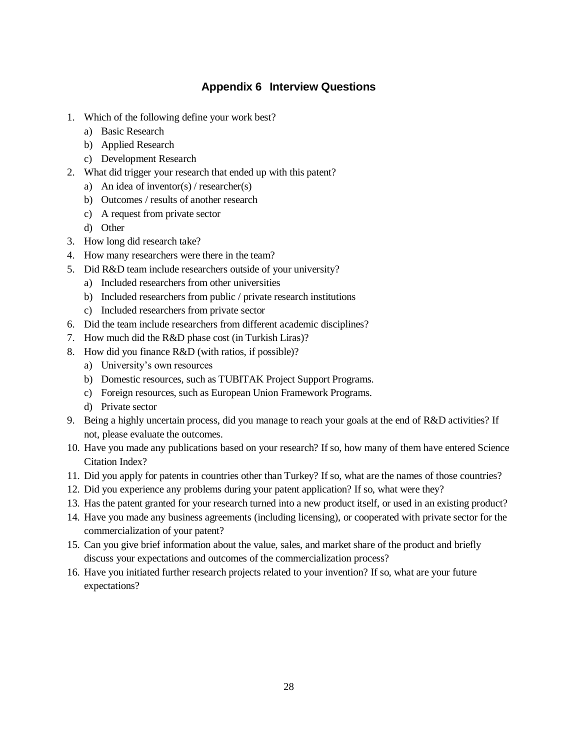## Appendix 6 Interview Questions

1. Which of the following define your work best?
   a) Basic Research
   b) Applied Research
   c) Development Research
2. What did trigger your research that ended up with this patent?
   a) An idea of inventor(s) / researcher(s)
   b) Outcomes / results of another research
   c) A request from private sector
   d) Other
3. How long did research take?
4. How many researchers were there in the team?
5. Did R&D team include researchers outside of your university?
   a) Included researchers from other universities
   b) Included researchers from public / private research institutions
   c) Included researchers from private sector
6. Did the team include researchers from different academic disciplines?
7. How much did the R&D phase cost (in Turkish Liras)?
8. How did you finance R&D (with ratios, if possible)?
   a) University's own resources
   b) Domestic resources, such as TUBITAK Project Support Programs.
   c) Foreign resources, such as European Union Framework Programs.
   d) Private sector
9. Being a highly uncertain process, did you manage to reach your goals at the end of R&D activities? If not, please evaluate the outcomes.
10. Have you made any publications based on your research? If so, how many of them have entered Science Citation Index?
11. Did you apply for patents in countries other than Turkey? If so, what are the names of those countries?
12. Did you experience any problems during your patent application? If so, what were they?
13. Has the patent granted for your research turned into a new product itself, or used in an existing product?
14. Have you made any business agreements (including licensing), or cooperated with private sector for the commercialization of your patent?
15. Can you give brief information about the value, sales, and market share of the product and briefly discuss your expectations and outcomes of the commercialization process?
16. Have you initiated further research projects related to your invention? If so, what are your future expectations?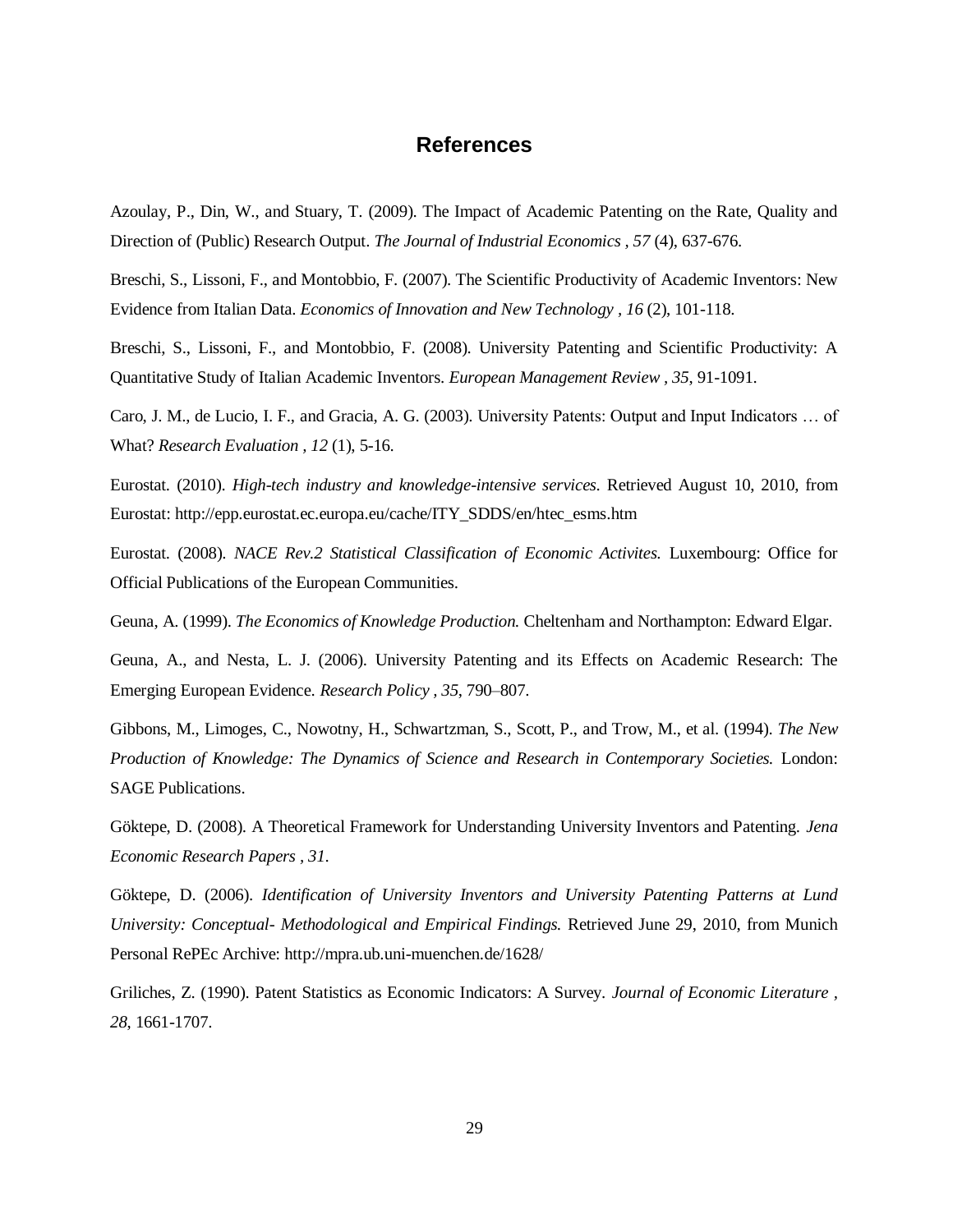# References

Azoulay, P., Din, W., and Stuary, T. (2009). The Impact of Academic Patenting on the Rate, Quality and Direction of (Public) Research Output. *The Journal of Industrial Economics , 57* (4), 637-676.

Breschi, S., Lissoni, F., and Montobbio, F. (2007). The Scientific Productivity of Academic Inventors: New Evidence from Italian Data. *Economics of Innovation and New Technology , 16* (2), 101-118.

Breschi, S., Lissoni, F., and Montobbio, F. (2008). University Patenting and Scientific Productivity: A Quantitative Study of Italian Academic Inventors. *European Management Review , 35*, 91-1091.

Caro, J. M., de Lucio, I. F., and Gracia, A. G. (2003). University Patents: Output and Input Indicators … of What? *Research Evaluation , 12* (1), 5-16.

Eurostat. (2010). *High-tech industry and knowledge-intensive services*. Retrieved August 10, 2010, from Eurostat: http://epp.eurostat.ec.europa.eu/cache/ITY_SDDS/en/htec_esms.htm

Eurostat. (2008). *NACE Rev.2 Statistical Classification of Economic Activites.* Luxembourg: Office for Official Publications of the European Communities.

Geuna, A. (1999). *The Economics of Knowledge Production.* Cheltenham and Northampton: Edward Elgar.

Geuna, A., and Nesta, L. J. (2006). University Patenting and its Effects on Academic Research: The Emerging European Evidence. *Research Policy , 35*, 790–807.

Gibbons, M., Limoges, C., Nowotny, H., Schwartzman, S., Scott, P., and Trow, M., et al. (1994). *The New Production of Knowledge: The Dynamics of Science and Research in Contemporary Societies.* London: SAGE Publications.

Göktepe, D. (2008). A Theoretical Framework for Understanding University Inventors and Patenting. *Jena Economic Research Papers , 31*.

Göktepe, D. (2006). *Identification of University Inventors and University Patenting Patterns at Lund University: Conceptual- Methodological and Empirical Findings.* Retrieved June 29, 2010, from Munich Personal RePEc Archive: http://mpra.ub.uni-muenchen.de/1628/

Griliches, Z. (1990). Patent Statistics as Economic Indicators: A Survey. *Journal of Economic Literature , 28*, 1661-1707.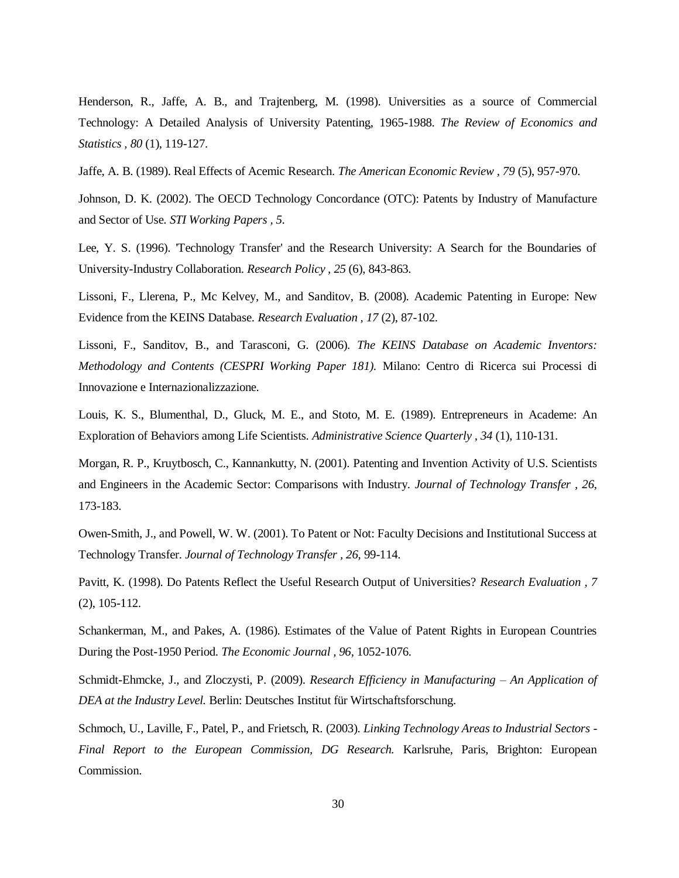Henderson, R., Jaffe, A. B., and Trajtenberg, M. (1998). Universities as a source of Commercial Technology: A Detailed Analysis of University Patenting, 1965-1988. *The Review of Economics and Statistics , 80* (1), 119-127.

Jaffe, A. B. (1989). Real Effects of Acemic Research. *The American Economic Review , 79* (5), 957-970.

Johnson, D. K. (2002). The OECD Technology Concordance (OTC): Patents by Industry of Manufacture and Sector of Use. *STI Working Papers , 5*.

Lee, Y. S. (1996). 'Technology Transfer' and the Research University: A Search for the Boundaries of University-Industry Collaboration. *Research Policy , 25* (6), 843-863.

Lissoni, F., Llerena, P., Mc Kelvey, M., and Sanditov, B. (2008). Academic Patenting in Europe: New Evidence from the KEINS Database. *Research Evaluation , 17* (2), 87-102.

Lissoni, F., Sanditov, B., and Tarasconi, G. (2006). *The KEINS Database on Academic Inventors: Methodology and Contents (CESPRI Working Paper 181).* Milano: Centro di Ricerca sui Processi di Innovazione e Internazionalizzazione.

Louis, K. S., Blumenthal, D., Gluck, M. E., and Stoto, M. E. (1989). Entrepreneurs in Academe: An Exploration of Behaviors among Life Scientists. *Administrative Science Quarterly , 34* (1), 110-131.

Morgan, R. P., Kruytbosch, C., Kannankutty, N. (2001). Patenting and Invention Activity of U.S. Scientists and Engineers in the Academic Sector: Comparisons with Industry. *Journal of Technology Transfer , 26*, 173-183.

Owen-Smith, J., and Powell, W. W. (2001). To Patent or Not: Faculty Decisions and Institutional Success at Technology Transfer. *Journal of Technology Transfer , 26*, 99-114.

Pavitt, K. (1998). Do Patents Reflect the Useful Research Output of Universities? *Research Evaluation , 7* (2), 105-112.

Schankerman, M., and Pakes, A. (1986). Estimates of the Value of Patent Rights in European Countries During the Post-1950 Period. *The Economic Journal , 96*, 1052-1076.

Schmidt-Ehmcke, J., and Zloczysti, P. (2009). *Research Efficiency in Manufacturing – An Application of DEA at the Industry Level.* Berlin: Deutsches Institut für Wirtschaftsforschung.

Schmoch, U., Laville, F., Patel, P., and Frietsch, R. (2003). *Linking Technology Areas to Industrial Sectors - Final Report to the European Commission, DG Research.* Karlsruhe, Paris, Brighton: European Commission.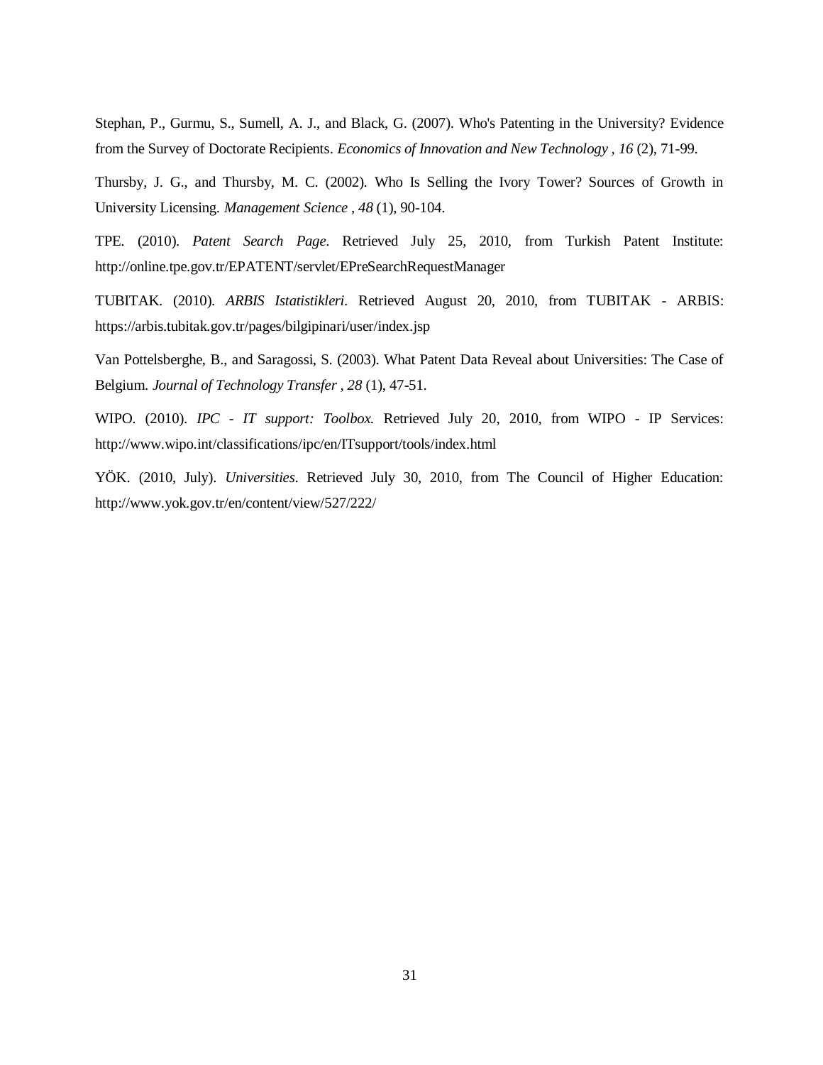Stephan, P., Gurmu, S., Sumell, A. J., and Black, G. (2007). Who's Patenting in the University? Evidence from the Survey of Doctorate Recipients. *Economics of Innovation and New Technology , 16* (2), 71-99.

Thursby, J. G., and Thursby, M. C. (2002). Who Is Selling the Ivory Tower? Sources of Growth in University Licensing. *Management Science , 48* (1), 90-104.

TPE. (2010). *Patent Search Page*. Retrieved July 25, 2010, from Turkish Patent Institute: http://online.tpe.gov.tr/EPATENT/servlet/EPreSearchRequestManager

TUBITAK. (2010). *ARBIS Istatistikleri*. Retrieved August 20, 2010, from TUBITAK - ARBIS: https://arbis.tubitak.gov.tr/pages/bilgipinari/user/index.jsp

Van Pottelsberghe, B., and Saragossi, S. (2003). What Patent Data Reveal about Universities: The Case of Belgium. *Journal of Technology Transfer , 28* (1), 47-51.

WIPO. (2010). *IPC - IT support: Toolbox.* Retrieved July 20, 2010, from WIPO - IP Services: http://www.wipo.int/classifications/ipc/en/ITsupport/tools/index.html

YÖK. (2010, July). *Universities*. Retrieved July 30, 2010, from The Council of Higher Education: http://www.yok.gov.tr/en/content/view/527/222/